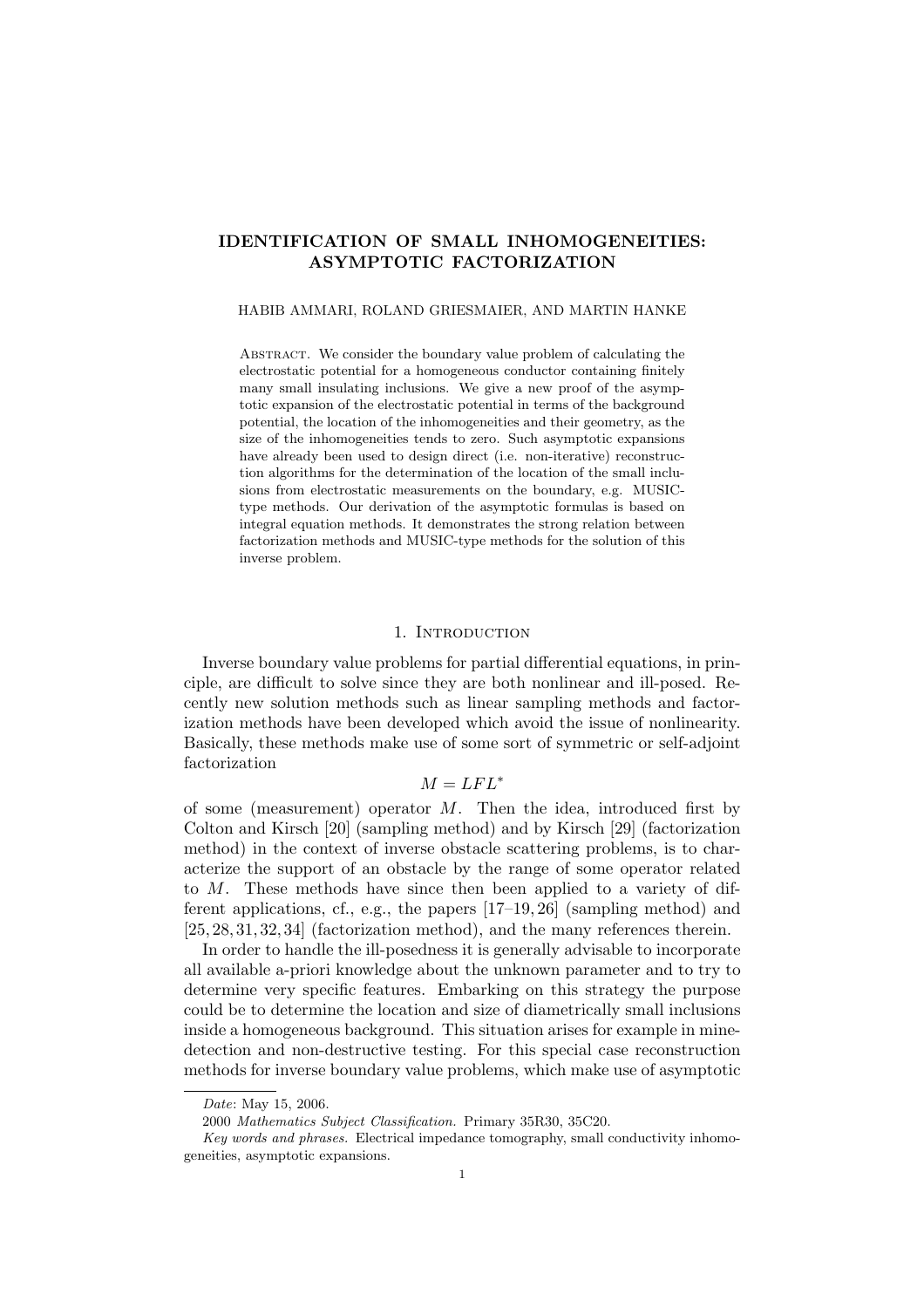# IDENTIFICATION OF SMALL INHOMOGENEITIES: ASYMPTOTIC FACTORIZATION

HABIB AMMARI, ROLAND GRIESMAIER, AND MARTIN HANKE

**Abstract.** We consider the boundary value problem of calculating the electrostatic potential for a homogeneous conductor containing finitely many small insulating inclusions. We give a new proof of the asymptotic expansion of the electrostatic potential in terms of the background potential, the location of the inhomogeneities and their geometry, as the size of the inhomogeneities tends to zero. Such asymptotic expansions have already been used to design direct (i.e. non-iterative) reconstruction algorithms for the determination of the location of the small inclusions from electrostatic measurements on the boundary, e.g. MUSIC-type methods. Our derivation of the asymptotic formulas is based on integral equation methods. It demonstrates the strong relation between factorization methods and MUSIC-type methods for the solution of this inverse problem.

## 1. Introduction

Inverse boundary value problems for partial differential equations, in principle, are difficult to solve since they are both nonlinear and ill-posed. Recently new solution methods such as linear sampling methods and factorization methods have been developed which avoid the issue of nonlinearity. Basically, these methods make use of some sort of symmetric or self-adjoint factorization

$$M = LFL^*$$

of some (measurement) operator $M$. Then the idea, introduced first by Colton and Kirsch [20] (sampling method) and by Kirsch [29] (factorization method) in the context of inverse obstacle scattering problems, is to characterize the support of an obstacle by the range of some operator related to $M$. These methods have since then been applied to a variety of different applications, cf., e.g., the papers [17–19, 26] (sampling method) and [25, 28, 31, 32, 34] (factorization method), and the many references therein.

In order to handle the ill-posedness it is generally advisable to incorporate all available a-priori knowledge about the unknown parameter and to try to determine very specific features. Embarking on this strategy the purpose could be to determine the location and size of diametrically small inclusions inside a homogeneous background. This situation arises for example in mine-detection and non-destructive testing. For this special case reconstruction methods for inverse boundary value problems, which make use of asymptotic

*Date*: May 15, 2006.

2000 *Mathematics Subject Classification.* Primary 35R30, 35C20.

*Key words and phrases.* Electrical impedance tomography, small conductivity inhomogeneities, asymptotic expansions.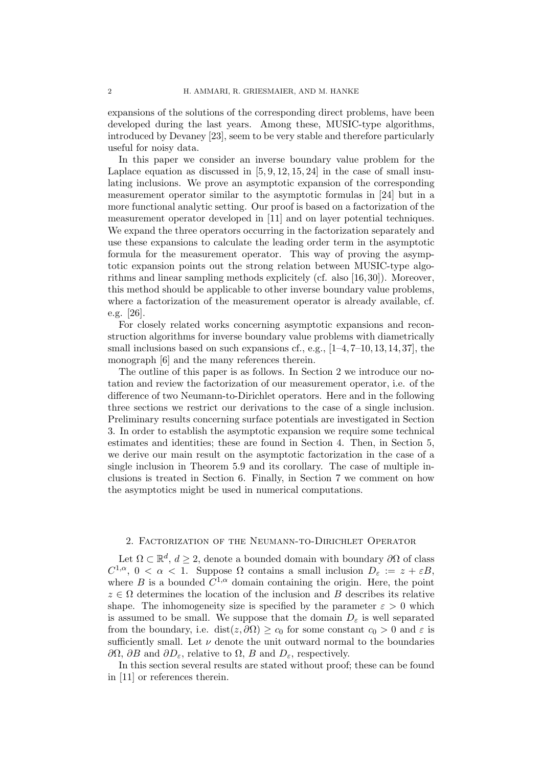expansions of the solutions of the corresponding direct problems, have been developed during the last years. Among these, MUSIC-type algorithms, introduced by Devaney [23], seem to be very stable and therefore particularly useful for noisy data.

In this paper we consider an inverse boundary value problem for the Laplace equation as discussed in [5, 9, 12, 15, 24] in the case of small insulating inclusions. We prove an asymptotic expansion of the corresponding measurement operator similar to the asymptotic formulas in [24] but in a more functional analytic setting. Our proof is based on a factorization of the measurement operator developed in [11] and on layer potential techniques. We expand the three operators occurring in the factorization separately and use these expansions to calculate the leading order term in the asymptotic formula for the measurement operator. This way of proving the asymptotic expansion points out the strong relation between MUSIC-type algorithms and linear sampling methods explicitely (cf. also [16, 30]). Moreover, this method should be applicable to other inverse boundary value problems, where a factorization of the measurement operator is already available, cf. e.g. [26].

For closely related works concerning asymptotic expansions and reconstruction algorithms for inverse boundary value problems with diametrically small inclusions based on such expansions cf., e.g., [1–4, 7–10, 13, 14, 37], the monograph [6] and the many references therein.

The outline of this paper is as follows. In Section 2 we introduce our notation and review the factorization of our measurement operator, i.e. of the difference of two Neumann-to-Dirichlet operators. Here and in the following three sections we restrict our derivations to the case of a single inclusion. Preliminary results concerning surface potentials are investigated in Section 3. In order to establish the asymptotic expansion we require some technical estimates and identities; these are found in Section 4. Then, in Section 5, we derive our main result on the asymptotic factorization in the case of a single inclusion in Theorem 5.9 and its corollary. The case of multiple inclusions is treated in Section 6. Finally, in Section 7 we comment on how the asymptotics might be used in numerical computations.

## 2. Factorization of the Neumann-to-Dirichlet Operator

Let $\Omega \subset \mathbb{R}^d$, $d \geq 2$, denote a bounded domain with boundary $\partial\Omega$ of class $C^{1,\alpha}$, $0 < \alpha < 1$. Suppose $\Omega$ contains a small inclusion $D_\varepsilon := z + \varepsilon B$, where $B$ is a bounded $C^{1,\alpha}$ domain containing the origin. Here, the point $z \in \Omega$ determines the location of the inclusion and $B$ describes its relative shape. The inhomogeneity size is specified by the parameter $\varepsilon > 0$ which is assumed to be small. We suppose that the domain $D_\varepsilon$ is well separated from the boundary, i.e. $\operatorname{dist}(z, \partial\Omega) \geq c_0$ for some constant $c_0 > 0$ and $\varepsilon$ is sufficiently small. Let $\nu$ denote the unit outward normal to the boundaries $\partial\Omega$, $\partial B$ and $\partial D_\varepsilon$, relative to $\Omega$, $B$ and $D_\varepsilon$, respectively.

In this section several results are stated without proof; these can be found in [11] or references therein.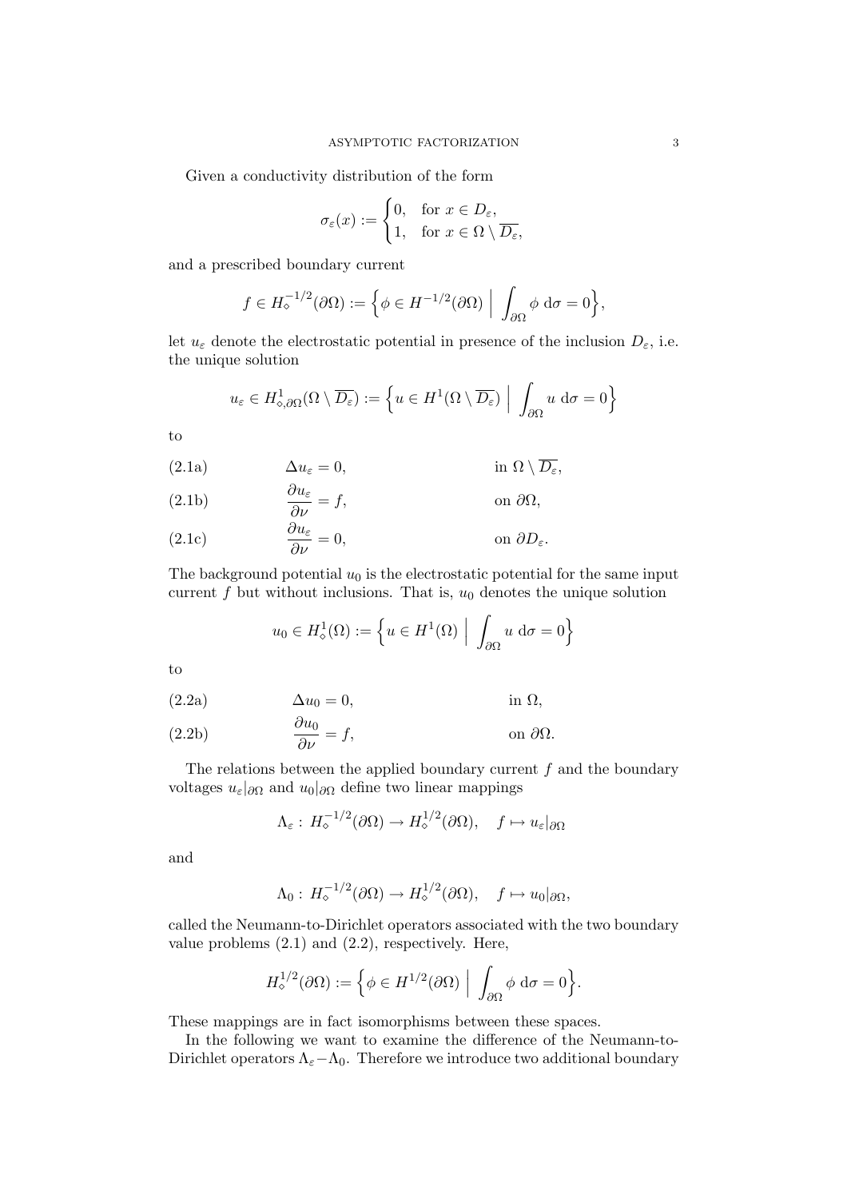Given a conductivity distribution of the form

$$\sigma_\varepsilon(x) := \begin{cases} 0, & \text{for } x \in D_\varepsilon, \\ 1, & \text{for } x \in \Omega \setminus \overline{D_\varepsilon}, \end{cases}$$

and a prescribed boundary current

$$f \in H_\diamond^{-1/2}(\partial\Omega) := \Big\{ \phi \in H^{-1/2}(\partial\Omega) \;\Big|\; \int_{\partial\Omega} \phi \,\mathrm{d}\sigma = 0 \Big\},$$

let $u_\varepsilon$ denote the electrostatic potential in presence of the inclusion $D_\varepsilon$, i.e. the unique solution

$$u_\varepsilon \in H^1_{\diamond,\partial\Omega}(\Omega \setminus \overline{D_\varepsilon}) := \Big\{ u \in H^1(\Omega \setminus \overline{D_\varepsilon}) \;\Big|\; \int_{\partial\Omega} u \,\mathrm{d}\sigma = 0 \Big\}$$

to

$$\Delta u_\varepsilon = 0, \qquad \text{in } \Omega \setminus \overline{D_\varepsilon}, \tag{2.1a}$$

$$\frac{\partial u_\varepsilon}{\partial \nu} = f, \qquad \text{on } \partial\Omega, \tag{2.1b}$$

$$\frac{\partial u_\varepsilon}{\partial \nu} = 0, \qquad \text{on } \partial D_\varepsilon. \tag{2.1c}$$

The background potential $u_0$ is the electrostatic potential for the same input current $f$ but without inclusions. That is, $u_0$ denotes the unique solution

$$u_0 \in H^1_\diamond(\Omega) := \Big\{ u \in H^1(\Omega) \;\Big|\; \int_{\partial\Omega} u \,\mathrm{d}\sigma = 0 \Big\}$$

to

$$\Delta u_0 = 0, \qquad \text{in } \Omega, \tag{2.2a}$$

$$\frac{\partial u_0}{\partial \nu} = f, \qquad \text{on } \partial\Omega. \tag{2.2b}$$

The relations between the applied boundary current $f$ and the boundary voltages $u_\varepsilon|_{\partial\Omega}$ and $u_0|_{\partial\Omega}$ define two linear mappings

$$\Lambda_\varepsilon : \; H_\diamond^{-1/2}(\partial\Omega) \to H_\diamond^{1/2}(\partial\Omega), \quad f \mapsto u_\varepsilon|_{\partial\Omega}$$

and

$$\Lambda_0 : \; H_\diamond^{-1/2}(\partial\Omega) \to H_\diamond^{1/2}(\partial\Omega), \quad f \mapsto u_0|_{\partial\Omega},$$

called the Neumann-to-Dirichlet operators associated with the two boundary value problems (2.1) and (2.2), respectively. Here,

$$H_\diamond^{1/2}(\partial\Omega) := \Big\{ \phi \in H^{1/2}(\partial\Omega) \;\Big|\; \int_{\partial\Omega} \phi \,\mathrm{d}\sigma = 0 \Big\}.$$

These mappings are in fact isomorphisms between these spaces.

In the following we want to examine the difference of the Neumann-to-Dirichlet operators $\Lambda_\varepsilon - \Lambda_0$. Therefore we introduce two additional boundary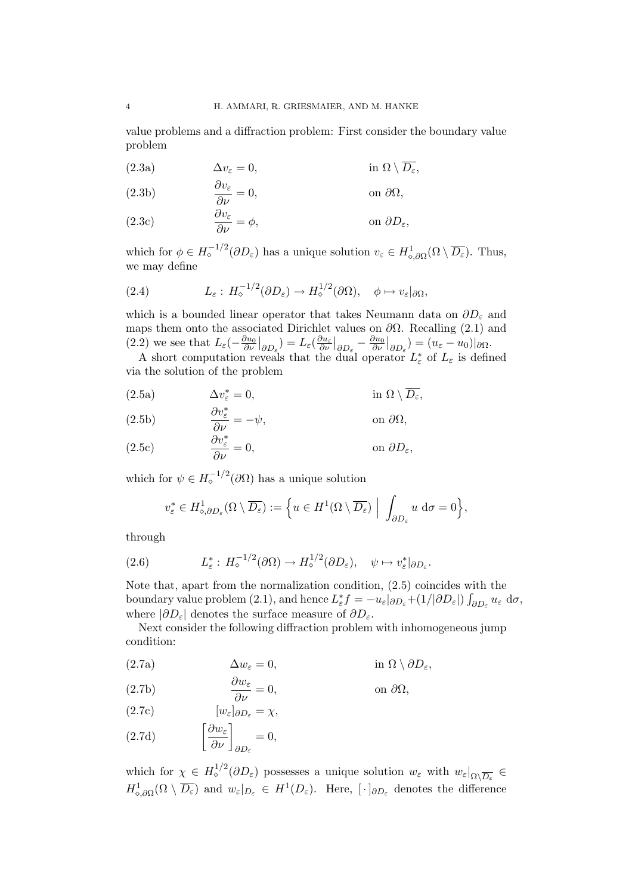value problems and a diffraction problem: First consider the boundary value problem

$$\Delta v_\varepsilon = 0, \qquad \text{in } \Omega \setminus \overline{D_\varepsilon}, \tag{2.3a}$$

$$\frac{\partial v_\varepsilon}{\partial \nu} = 0, \qquad \text{on } \partial\Omega, \tag{2.3b}$$

$$\frac{\partial v_\varepsilon}{\partial \nu} = \phi, \qquad \text{on } \partial D_\varepsilon, \tag{2.3c}$$

which for $\phi \in H_\diamond^{-1/2}(\partial D_\varepsilon)$ has a unique solution $v_\varepsilon \in H^1_{\diamond,\partial\Omega}(\Omega \setminus \overline{D_\varepsilon})$. Thus, we may define

$$L_\varepsilon : H_\diamond^{-1/2}(\partial D_\varepsilon) \to H_\diamond^{1/2}(\partial\Omega), \quad \phi \mapsto v_\varepsilon|_{\partial\Omega}, \tag{2.4}$$

which is a bounded linear operator that takes Neumann data on $\partial D_\varepsilon$ and maps them onto the associated Dirichlet values on $\partial\Omega$. Recalling (2.1) and (2.2) we see that $L_\varepsilon(-\frac{\partial u_0}{\partial \nu}\big|_{\partial D_\varepsilon}) = L_\varepsilon(\frac{\partial u_\varepsilon}{\partial \nu}\big|_{\partial D_\varepsilon} - \frac{\partial u_0}{\partial \nu}\big|_{\partial D_\varepsilon}) = (u_\varepsilon - u_0)|_{\partial\Omega}$.

A short computation reveals that the dual operator $L_\varepsilon^*$ of $L_\varepsilon$ is defined via the solution of the problem

$$\Delta v_\varepsilon^* = 0, \qquad \text{in } \Omega \setminus \overline{D_\varepsilon}, \tag{2.5a}$$

$$\frac{\partial v_\varepsilon^*}{\partial \nu} = -\psi, \qquad \text{on } \partial\Omega, \tag{2.5b}$$

$$\frac{\partial v_\varepsilon^*}{\partial \nu} = 0, \qquad \text{on } \partial D_\varepsilon, \tag{2.5c}$$

which for $\psi \in H_\diamond^{-1/2}(\partial\Omega)$ has a unique solution

$$v_\varepsilon^* \in H^1_{\diamond,\partial D_\varepsilon}(\Omega \setminus \overline{D_\varepsilon}) := \Big\{ u \in H^1(\Omega \setminus \overline{D_\varepsilon}) \;\Big|\; \int_{\partial D_\varepsilon} u \,\mathrm{d}\sigma = 0 \Big\},$$

through

$$L_\varepsilon^* : H_\diamond^{-1/2}(\partial\Omega) \to H_\diamond^{1/2}(\partial D_\varepsilon), \quad \psi \mapsto v_\varepsilon^*|_{\partial D_\varepsilon}. \tag{2.6}$$

Note that, apart from the normalization condition, (2.5) coincides with the boundary value problem (2.1), and hence $L_\varepsilon^* f = -u_\varepsilon|_{\partial D_\varepsilon} + (1/|\partial D_\varepsilon|)\int_{\partial D_\varepsilon} u_\varepsilon \,\mathrm{d}\sigma$, where $|\partial D_\varepsilon|$ denotes the surface measure of $\partial D_\varepsilon$.

Next consider the following diffraction problem with inhomogeneous jump condition:

$$\Delta w_\varepsilon = 0, \qquad \text{in } \Omega \setminus \partial D_\varepsilon, \tag{2.7a}$$

$$\frac{\partial w_\varepsilon}{\partial \nu} = 0, \qquad \text{on } \partial\Omega, \tag{2.7b}$$

$$[w_\varepsilon]_{\partial D_\varepsilon} = \chi, \tag{2.7c}$$

$$\left[\frac{\partial w_\varepsilon}{\partial \nu}\right]_{\partial D_\varepsilon} = 0, \tag{2.7d}$$

which for $\chi \in H_\diamond^{1/2}(\partial D_\varepsilon)$ possesses a unique solution $w_\varepsilon$ with $w_\varepsilon|_{\Omega \setminus \overline{D_\varepsilon}} \in H^1_{\diamond,\partial\Omega}(\Omega \setminus \overline{D_\varepsilon})$ and $w_\varepsilon|_{D_\varepsilon} \in H^1(D_\varepsilon)$. Here, $[\,\cdot\,]_{\partial D_\varepsilon}$ denotes the difference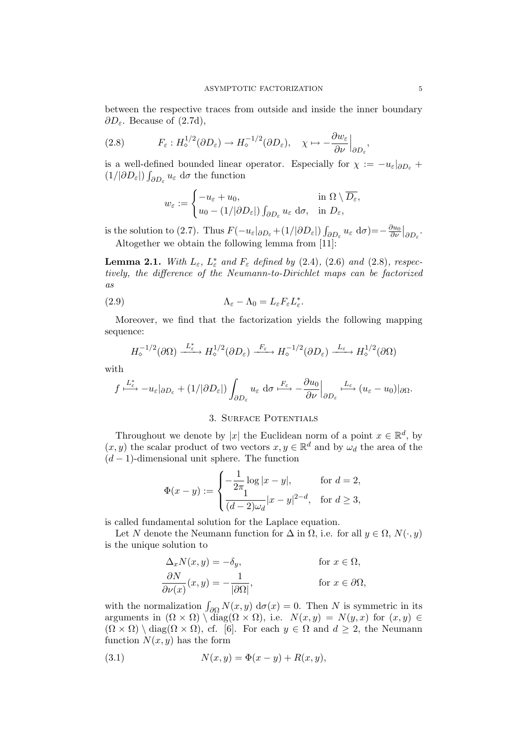between the respective traces from outside and inside the inner boundary $\partial D_\varepsilon$. Because of (2.7d),

$$F_\varepsilon : H_\diamond^{1/2}(\partial D_\varepsilon) \to H_\diamond^{-1/2}(\partial D_\varepsilon), \quad \chi \mapsto -\frac{\partial w_\varepsilon}{\partial \nu}\Big|_{\partial D_\varepsilon}, \tag{2.8}$$

is a well-defined bounded linear operator. Especially for $\chi := -u_\varepsilon|_{\partial D_\varepsilon} + (1/|\partial D_\varepsilon|)\int_{\partial D_\varepsilon} u_\varepsilon \, \mathrm{d}\sigma$ the function

$$w_\varepsilon := \begin{cases} -u_\varepsilon + u_0, & \text{in } \Omega \setminus \overline{D_\varepsilon}, \\ u_0 - (1/|\partial D_\varepsilon|)\int_{\partial D_\varepsilon} u_\varepsilon \, \mathrm{d}\sigma, & \text{in } D_\varepsilon, \end{cases}$$

is the solution to (2.7). Thus $F(-u_\varepsilon|_{\partial D_\varepsilon} + (1/|\partial D_\varepsilon|)\int_{\partial D_\varepsilon} u_\varepsilon \, \mathrm{d}\sigma) = -\frac{\partial u_0}{\partial \nu}\big|_{\partial D_\varepsilon}$.

Altogether we obtain the following lemma from [11]:

**Lemma 2.1.** *With $L_\varepsilon$, $L_\varepsilon^*$ and $F_\varepsilon$ defined by (2.4), (2.6) and (2.8), respectively, the difference of the Neumann-to-Dirichlet maps can be factorized as*

$$\Lambda_\varepsilon - \Lambda_0 = L_\varepsilon F_\varepsilon L_\varepsilon^*. \tag{2.9}$$

Moreover, we find that the factorization yields the following mapping sequence:

$$H_\diamond^{-1/2}(\partial\Omega) \xrightarrow{L_\varepsilon^*} H_\diamond^{1/2}(\partial D_\varepsilon) \xrightarrow{F_\varepsilon} H_\diamond^{-1/2}(\partial D_\varepsilon) \xrightarrow{L_\varepsilon} H_\diamond^{1/2}(\partial\Omega)$$

with

$$f \overset{L_\varepsilon^*}{\longmapsto} -u_\varepsilon|_{\partial D_\varepsilon} + (1/|\partial D_\varepsilon|)\int_{\partial D_\varepsilon} u_\varepsilon \, \mathrm{d}\sigma \overset{F_\varepsilon}{\longmapsto} -\frac{\partial u_0}{\partial \nu}\Big|_{\partial D_\varepsilon} \overset{L_\varepsilon}{\longmapsto} (u_\varepsilon - u_0)|_{\partial\Omega}.$$

## 3. Surface Potentials

Throughout we denote by $|x|$ the Euclidean norm of a point $x \in \mathbb{R}^d$, by $(x, y)$ the scalar product of two vectors $x, y \in \mathbb{R}^d$ and by $\omega_d$ the area of the $(d-1)$-dimensional unit sphere. The function

$$\Phi(x-y) := \begin{cases} -\dfrac{1}{2\pi}\log|x-y|, & \text{for } d = 2, \\ \dfrac{1}{(d-2)\omega_d}|x-y|^{2-d}, & \text{for } d \geq 3, \end{cases}$$

is called fundamental solution for the Laplace equation.

Let $N$ denote the Neumann function for $\Delta$ in $\Omega$, i.e. for all $y \in \Omega$, $N(\cdot, y)$ is the unique solution to

$$\begin{aligned} \Delta_x N(x,y) &= -\delta_y, && \text{for } x \in \Omega, \\ \frac{\partial N}{\partial \nu(x)}(x,y) &= -\frac{1}{|\partial\Omega|}, && \text{for } x \in \partial\Omega, \end{aligned}$$

with the normalization $\int_{\partial\Omega} N(x,y) \, \mathrm{d}\sigma(x) = 0$. Then $N$ is symmetric in its arguments in $(\Omega \times \Omega) \setminus \operatorname{diag}(\Omega \times \Omega)$, i.e. $N(x,y) = N(y,x)$ for $(x,y) \in (\Omega \times \Omega) \setminus \operatorname{diag}(\Omega \times \Omega)$, cf. [6]. For each $y \in \Omega$ and $d \geq 2$, the Neumann function $N(x,y)$ has the form

$$N(x,y) = \Phi(x-y) + R(x,y), \tag{3.1}$$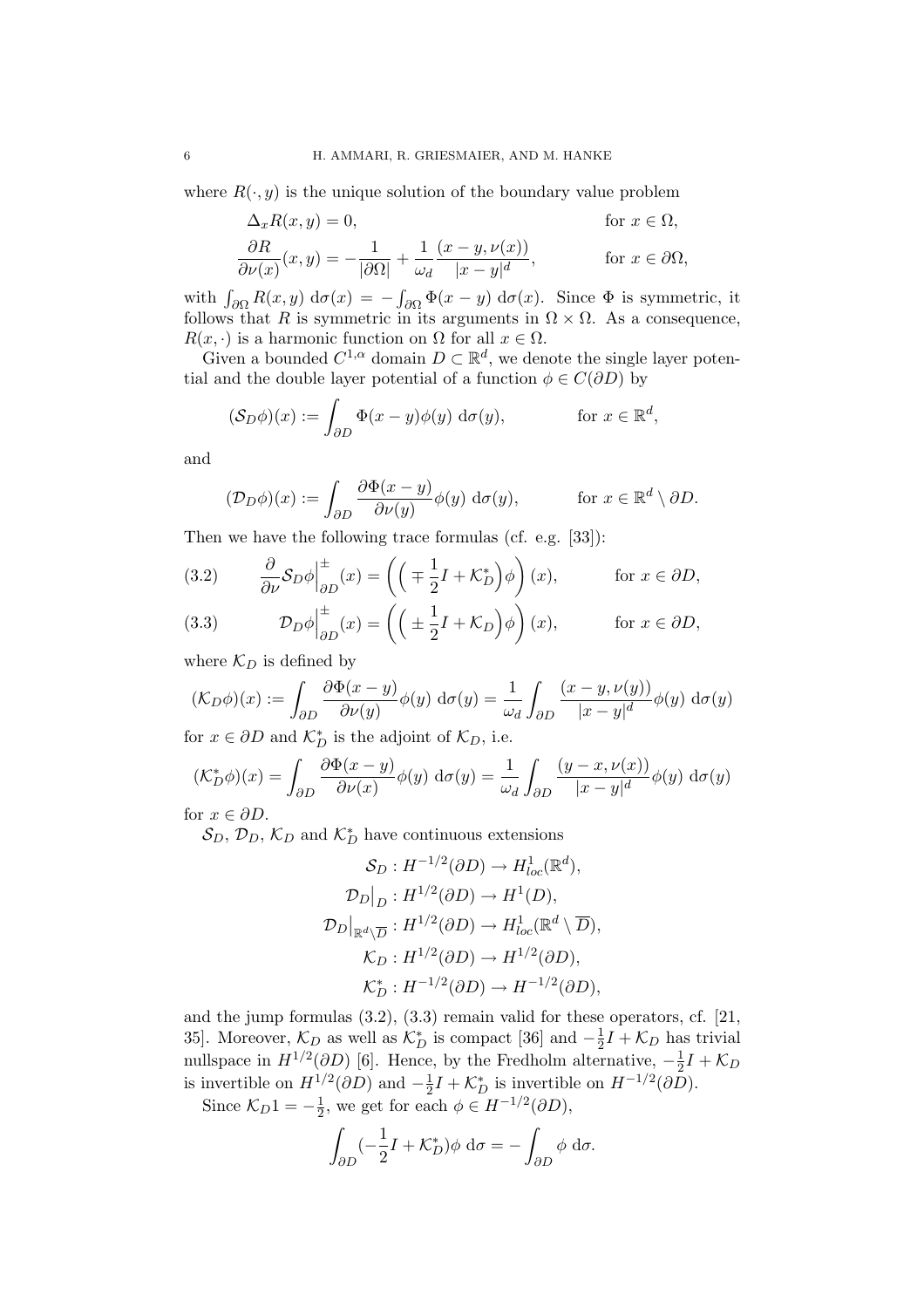where $R(\cdot, y)$ is the unique solution of the boundary value problem

$$\Delta_x R(x,y) = 0, \qquad \text{for } x \in \Omega,$$

$$\frac{\partial R}{\partial \nu(x)}(x,y) = -\frac{1}{|\partial\Omega|} + \frac{1}{\omega_d}\frac{(x-y,\nu(x))}{|x-y|^d}, \qquad \text{for } x \in \partial\Omega,$$

with $\int_{\partial\Omega} R(x,y)\,\mathrm{d}\sigma(x) = -\int_{\partial\Omega} \Phi(x-y)\,\mathrm{d}\sigma(x)$. Since $\Phi$ is symmetric, it follows that $R$ is symmetric in its arguments in $\Omega \times \Omega$. As a consequence, $R(x,\cdot)$ is a harmonic function on $\Omega$ for all $x \in \Omega$.

Given a bounded $C^{1,\alpha}$ domain $D \subset \mathbb{R}^d$, we denote the single layer potential and the double layer potential of a function $\phi \in C(\partial D)$ by

$$(\mathcal{S}_D\phi)(x) := \int_{\partial D} \Phi(x-y)\phi(y)\,\mathrm{d}\sigma(y), \qquad \text{for } x \in \mathbb{R}^d,$$

and

$$(\mathcal{D}_D\phi)(x) := \int_{\partial D} \frac{\partial \Phi(x-y)}{\partial \nu(y)}\phi(y)\,\mathrm{d}\sigma(y), \qquad \text{for } x \in \mathbb{R}^d \setminus \partial D.$$

Then we have the following trace formulas (cf. e.g. [33]):

$$\frac{\partial}{\partial \nu}\mathcal{S}_D\phi\Big|_{\partial D}^{\pm}(x) = \Big(\Big(\mp\frac{1}{2}I + \mathcal{K}_D^*\Big)\phi\Big)(x), \qquad \text{for } x \in \partial D, \tag{3.2}$$

$$\mathcal{D}_D\phi\Big|_{\partial D}^{\pm}(x) = \Big(\Big(\pm\frac{1}{2}I + \mathcal{K}_D\Big)\phi\Big)(x), \qquad \text{for } x \in \partial D, \tag{3.3}$$

where $\mathcal{K}_D$ is defined by

$$(\mathcal{K}_D\phi)(x) := \int_{\partial D} \frac{\partial \Phi(x-y)}{\partial \nu(y)}\phi(y)\,\mathrm{d}\sigma(y) = \frac{1}{\omega_d}\int_{\partial D} \frac{(x-y,\nu(y))}{|x-y|^d}\phi(y)\,\mathrm{d}\sigma(y)$$

for $x \in \partial D$ and $\mathcal{K}_D^*$ is the adjoint of $\mathcal{K}_D$, i.e.

$$(\mathcal{K}_D^*\phi)(x) = \int_{\partial D} \frac{\partial \Phi(x-y)}{\partial \nu(x)}\phi(y)\,\mathrm{d}\sigma(y) = \frac{1}{\omega_d}\int_{\partial D} \frac{(y-x,\nu(x))}{|x-y|^d}\phi(y)\,\mathrm{d}\sigma(y)$$

for $x \in \partial D$.

$\mathcal{S}_D$, $\mathcal{D}_D$, $\mathcal{K}_D$ and $\mathcal{K}_D^*$ have continuous extensions

$$\mathcal{S}_D : H^{-1/2}(\partial D) \to H^1_{loc}(\mathbb{R}^d),$$
$$\mathcal{D}_D\big|_D : H^{1/2}(\partial D) \to H^1(D),$$
$$\mathcal{D}_D\big|_{\mathbb{R}^d\setminus\overline{D}} : H^{1/2}(\partial D) \to H^1_{loc}(\mathbb{R}^d \setminus \overline{D}),$$
$$\mathcal{K}_D : H^{1/2}(\partial D) \to H^{1/2}(\partial D),$$
$$\mathcal{K}_D^* : H^{-1/2}(\partial D) \to H^{-1/2}(\partial D),$$

and the jump formulas (3.2), (3.3) remain valid for these operators, cf. [21, 35]. Moreover, $\mathcal{K}_D$ as well as $\mathcal{K}_D^*$ is compact [36] and $-\frac{1}{2}I + \mathcal{K}_D$ has trivial nullspace in $H^{1/2}(\partial D)$ [6]. Hence, by the Fredholm alternative, $-\frac{1}{2}I + \mathcal{K}_D$ is invertible on $H^{1/2}(\partial D)$ and $-\frac{1}{2}I + \mathcal{K}_D^*$ is invertible on $H^{-1/2}(\partial D)$.

Since $\mathcal{K}_D 1 = -\frac{1}{2}$, we get for each $\phi \in H^{-1/2}(\partial D)$,

$$\int_{\partial D} (-\frac{1}{2}I + \mathcal{K}_D^*)\phi\,\mathrm{d}\sigma = -\int_{\partial D} \phi\,\mathrm{d}\sigma.$$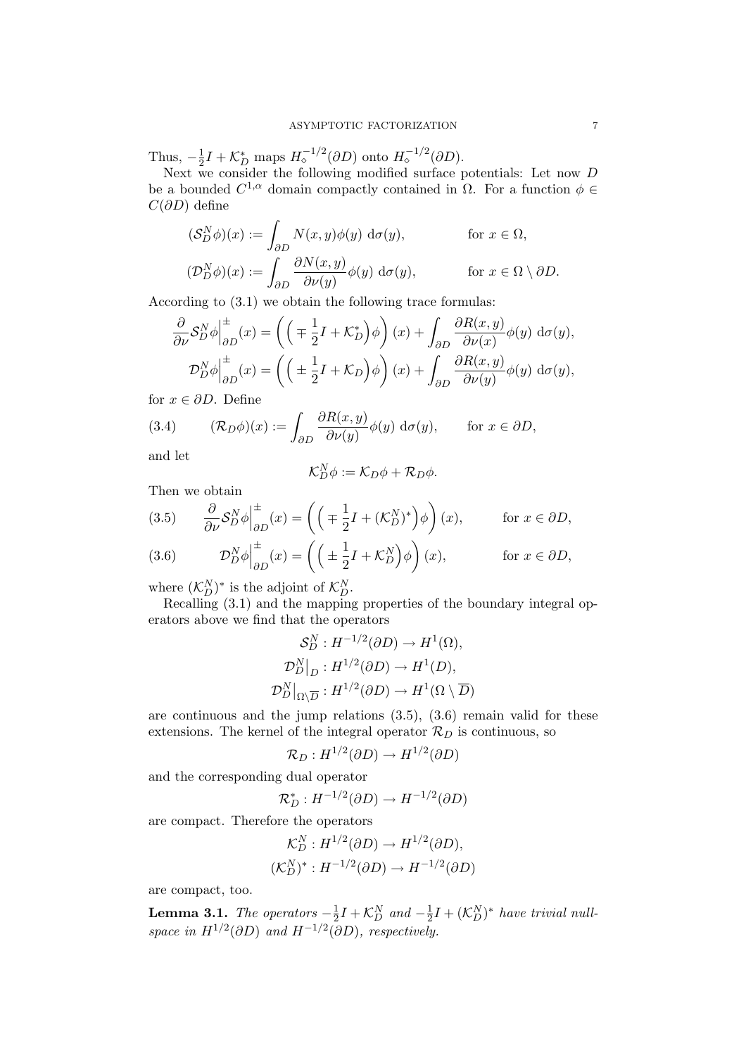Thus, $-\frac{1}{2}I + \mathcal{K}_D^*$ maps $H_\diamond^{-1/2}(\partial D)$ onto $H_\diamond^{-1/2}(\partial D)$.

Next we consider the following modified surface potentials: Let now $D$ be a bounded $C^{1,\alpha}$ domain compactly contained in $\Omega$. For a function $\phi \in C(\partial D)$ define

$$
\begin{aligned}
(\mathcal{S}_D^N \phi)(x) &:= \int_{\partial D} N(x,y)\phi(y)\, \mathrm{d}\sigma(y), && \text{for } x \in \Omega,\\
(\mathcal{D}_D^N \phi)(x) &:= \int_{\partial D} \frac{\partial N(x,y)}{\partial \nu(y)}\phi(y)\, \mathrm{d}\sigma(y), && \text{for } x \in \Omega \setminus \partial D.
\end{aligned}
$$

According to (3.1) we obtain the following trace formulas:

$$
\begin{aligned}
\frac{\partial}{\partial \nu}\mathcal{S}_D^N \phi\Big|_{\partial D}^{\pm}(x) &= \Big(\Big(\mp \frac{1}{2}I + \mathcal{K}_D^*\Big)\phi\Big)(x) + \int_{\partial D} \frac{\partial R(x,y)}{\partial \nu(x)}\phi(y)\, \mathrm{d}\sigma(y),\\
\mathcal{D}_D^N \phi\Big|_{\partial D}^{\pm}(x) &= \Big(\Big(\pm \frac{1}{2}I + \mathcal{K}_D\Big)\phi\Big)(x) + \int_{\partial D} \frac{\partial R(x,y)}{\partial \nu(y)}\phi(y)\, \mathrm{d}\sigma(y),
\end{aligned}
$$

for $x \in \partial D$. Define

$$
(\mathcal{R}_D \phi)(x) := \int_{\partial D} \frac{\partial R(x,y)}{\partial \nu(y)}\phi(y)\, \mathrm{d}\sigma(y), \qquad \text{for } x \in \partial D, \tag{3.4}
$$

and let

$$
\mathcal{K}_D^N \phi := \mathcal{K}_D \phi + \mathcal{R}_D \phi.
$$

Then we obtain

$$
\frac{\partial}{\partial \nu}\mathcal{S}_D^N \phi\Big|_{\partial D}^{\pm}(x) = \Big(\Big(\mp \frac{1}{2}I + (\mathcal{K}_D^N)^*\Big)\phi\Big)(x), \qquad \text{for } x \in \partial D, \tag{3.5}
$$

$$
\mathcal{D}_D^N \phi\Big|_{\partial D}^{\pm}(x) = \Big(\Big(\pm \frac{1}{2}I + \mathcal{K}_D^N\Big)\phi\Big)(x), \qquad \text{for } x \in \partial D, \tag{3.6}
$$

where $(\mathcal{K}_D^N)^*$ is the adjoint of $\mathcal{K}_D^N$.

Recalling (3.1) and the mapping properties of the boundary integral operators above we find that the operators

$$
\begin{aligned}
\mathcal{S}_D^N &: H^{-1/2}(\partial D) \to H^1(\Omega),\\
\mathcal{D}_D^N\big|_D &: H^{1/2}(\partial D) \to H^1(D),\\
\mathcal{D}_D^N\big|_{\Omega\setminus\overline{D}} &: H^{1/2}(\partial D) \to H^1(\Omega \setminus \overline{D})
\end{aligned}
$$

are continuous and the jump relations (3.5), (3.6) remain valid for these extensions. The kernel of the integral operator $\mathcal{R}_D$ is continuous, so

$$
\mathcal{R}_D : H^{1/2}(\partial D) \to H^{1/2}(\partial D)
$$

and the corresponding dual operator

$$
\mathcal{R}_D^* : H^{-1/2}(\partial D) \to H^{-1/2}(\partial D)
$$

are compact. Therefore the operators

$$
\begin{aligned}
\mathcal{K}_D^N &: H^{1/2}(\partial D) \to H^{1/2}(\partial D),\\
(\mathcal{K}_D^N)^* &: H^{-1/2}(\partial D) \to H^{-1/2}(\partial D)
\end{aligned}
$$

are compact, too.

**Lemma 3.1.** *The operators $-\frac{1}{2}I + \mathcal{K}_D^N$ and $-\frac{1}{2}I + (\mathcal{K}_D^N)^*$ have trivial nullspace in $H^{1/2}(\partial D)$ and $H^{-1/2}(\partial D)$, respectively.*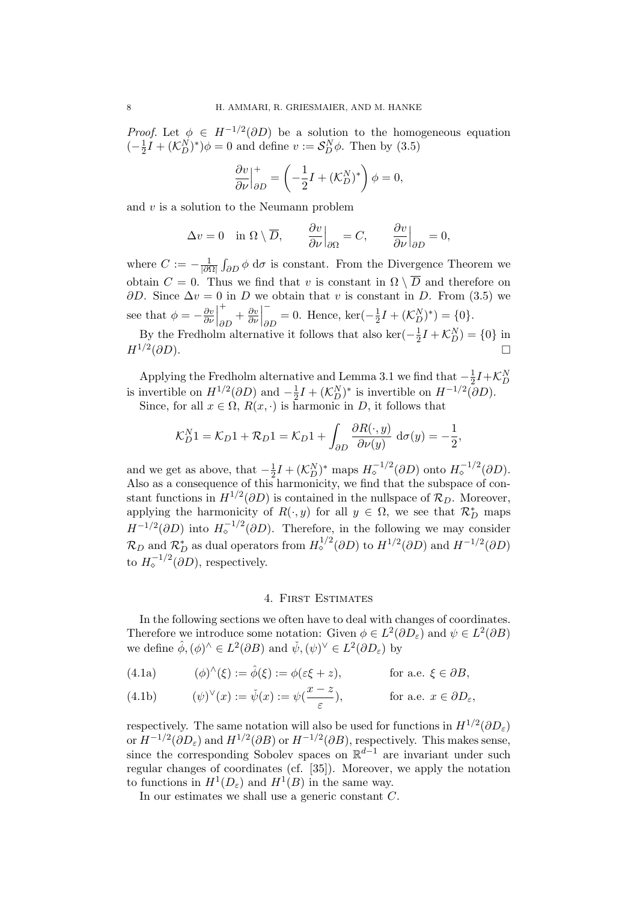*Proof.* Let $\phi \in H^{-1/2}(\partial D)$ be a solution to the homogeneous equation $(-\frac{1}{2}I + (\mathcal{K}_D^N)^*)\phi = 0$ and define $v := \mathcal{S}_D^N \phi$. Then by (3.5)

$$\frac{\partial v}{\partial \nu}\Big|_{\partial D}^{+} = \left(-\frac{1}{2}I + (\mathcal{K}_D^N)^*\right)\phi = 0,$$

and $v$ is a solution to the Neumann problem

$$\Delta v = 0 \quad \text{in } \Omega \setminus \overline{D}, \qquad \frac{\partial v}{\partial \nu}\Big|_{\partial \Omega} = C, \qquad \frac{\partial v}{\partial \nu}\Big|_{\partial D} = 0,$$

where $C := -\frac{1}{|\partial\Omega|}\int_{\partial D} \phi \, \mathrm{d}\sigma$ is constant. From the Divergence Theorem we obtain $C = 0$. Thus we find that $v$ is constant in $\Omega \setminus \overline{D}$ and therefore on $\partial D$. Since $\Delta v = 0$ in $D$ we obtain that $v$ is constant in $D$. From (3.5) we see that $\phi = -\frac{\partial v}{\partial \nu}\Big|_{\partial D}^{+} + \frac{\partial v}{\partial \nu}\Big|_{\partial D}^{-} = 0$. Hence, $\ker(-\frac{1}{2}I + (\mathcal{K}_D^N)^*) = \{0\}$.

By the Fredholm alternative it follows that also $\ker(-\frac{1}{2}I + \mathcal{K}_D^N) = \{0\}$ in $H^{1/2}(\partial D)$. $\square$

Applying the Fredholm alternative and Lemma 3.1 we find that $-\frac{1}{2}I + \mathcal{K}_D^N$ is invertible on $H^{1/2}(\partial D)$ and $-\frac{1}{2}I + (\mathcal{K}_D^N)^*$ is invertible on $H^{-1/2}(\partial D)$.

Since, for all $x \in \Omega$, $R(x, \cdot)$ is harmonic in $D$, it follows that

$$\mathcal{K}_D^N 1 = \mathcal{K}_D 1 + \mathcal{R}_D 1 = \mathcal{K}_D 1 + \int_{\partial D} \frac{\partial R(\cdot, y)}{\partial \nu(y)} \, \mathrm{d}\sigma(y) = -\frac{1}{2},$$

and we get as above, that $-\frac{1}{2}I + (\mathcal{K}_D^N)^*$ maps $H_\diamond^{-1/2}(\partial D)$ onto $H_\diamond^{-1/2}(\partial D)$. Also as a consequence of this harmonicity, we find that the subspace of constant functions in $H^{1/2}(\partial D)$ is contained in the nullspace of $\mathcal{R}_D$. Moreover, applying the harmonicity of $R(\cdot, y)$ for all $y \in \Omega$, we see that $\mathcal{R}_D^*$ maps $H^{-1/2}(\partial D)$ into $H_\diamond^{-1/2}(\partial D)$. Therefore, in the following we may consider $\mathcal{R}_D$ and $\mathcal{R}_D^*$ as dual operators from $H_\diamond^{1/2}(\partial D)$ to $H^{1/2}(\partial D)$ and $H^{-1/2}(\partial D)$ to $H_\diamond^{-1/2}(\partial D)$, respectively.

## 4. First Estimates

In the following sections we often have to deal with changes of coordinates. Therefore we introduce some notation: Given $\phi \in L^2(\partial D_\varepsilon)$ and $\psi \in L^2(\partial B)$ we define $\hat{\phi}, (\phi)^\wedge \in L^2(\partial B)$ and $\check{\psi}, (\psi)^\vee \in L^2(\partial D_\varepsilon)$ by

$$(\phi)^\wedge(\xi) := \hat{\phi}(\xi) := \phi(\varepsilon\xi + z), \qquad \text{for a.e. } \xi \in \partial B, \tag{4.1a}$$

$$(\psi)^\vee(x) := \check{\psi}(x) := \psi(\frac{x - z}{\varepsilon}), \qquad \text{for a.e. } x \in \partial D_\varepsilon, \tag{4.1b}$$

respectively. The same notation will also be used for functions in $H^{1/2}(\partial D_\varepsilon)$ or $H^{-1/2}(\partial D_\varepsilon)$ and $H^{1/2}(\partial B)$ or $H^{-1/2}(\partial B)$, respectively. This makes sense, since the corresponding Sobolev spaces on $\mathbb{R}^{d-1}$ are invariant under such regular changes of coordinates (cf. [35]). Moreover, we apply the notation to functions in $H^1(D_\varepsilon)$ and $H^1(B)$ in the same way.

In our estimates we shall use a generic constant $C$.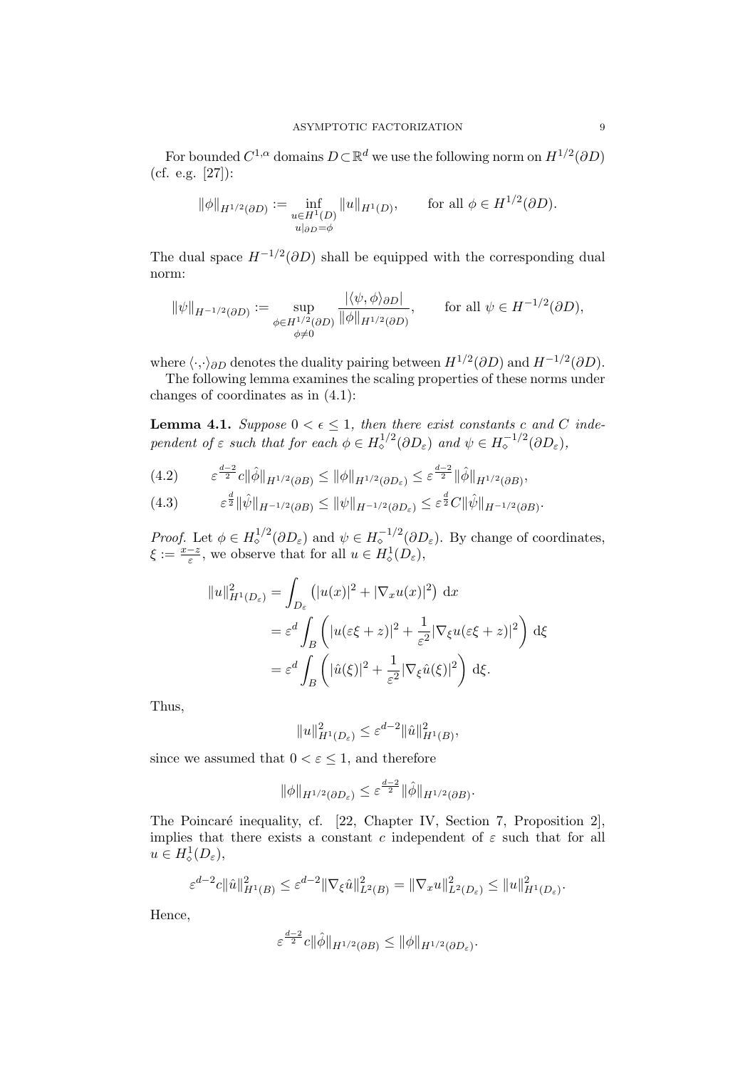For bounded $C^{1,\alpha}$ domains $D \subset \mathbb{R}^d$ we use the following norm on $H^{1/2}(\partial D)$ (cf. e.g. [27]):

$$\|\phi\|_{H^{1/2}(\partial D)} := \inf_{\substack{u \in H^1(D) \\ u|_{\partial D} = \phi}} \|u\|_{H^1(D)}, \qquad \text{for all } \phi \in H^{1/2}(\partial D).$$

The dual space $H^{-1/2}(\partial D)$ shall be equipped with the corresponding dual norm:

$$\|\psi\|_{H^{-1/2}(\partial D)} := \sup_{\substack{\phi \in H^{1/2}(\partial D) \\ \phi \neq 0}} \frac{|\langle \psi, \phi \rangle_{\partial D}|}{\|\phi\|_{H^{1/2}(\partial D)}}, \qquad \text{for all } \psi \in H^{-1/2}(\partial D),$$

where $\langle \cdot, \cdot \rangle_{\partial D}$ denotes the duality pairing between $H^{1/2}(\partial D)$ and $H^{-1/2}(\partial D)$.

The following lemma examines the scaling properties of these norms under changes of coordinates as in (4.1):

**Lemma 4.1.** *Suppose $0 < \epsilon \leq 1$, then there exist constants $c$ and $C$ independent of $\varepsilon$ such that for each $\phi \in H_\diamond^{1/2}(\partial D_\varepsilon)$ and $\psi \in H_\diamond^{-1/2}(\partial D_\varepsilon)$,*

$$\varepsilon^{\frac{d-2}{2}} c \|\hat{\phi}\|_{H^{1/2}(\partial B)} \leq \|\phi\|_{H^{1/2}(\partial D_\varepsilon)} \leq \varepsilon^{\frac{d-2}{2}} \|\hat{\phi}\|_{H^{1/2}(\partial B)}, \tag{4.2}$$

$$\varepsilon^{\frac{d}{2}} \|\hat{\psi}\|_{H^{-1/2}(\partial B)} \leq \|\psi\|_{H^{-1/2}(\partial D_\varepsilon)} \leq \varepsilon^{\frac{d}{2}} C \|\hat{\psi}\|_{H^{-1/2}(\partial B)}. \tag{4.3}$$

*Proof.* Let $\phi \in H_\diamond^{1/2}(\partial D_\varepsilon)$ and $\psi \in H_\diamond^{-1/2}(\partial D_\varepsilon)$. By change of coordinates, $\xi := \frac{x-z}{\varepsilon}$, we observe that for all $u \in H_\diamond^1(D_\varepsilon)$,

$$\begin{aligned}
\|u\|_{H^1(D_\varepsilon)}^2 &= \int_{D_\varepsilon} \left( |u(x)|^2 + |\nabla_x u(x)|^2 \right) \, \mathrm{d}x \\
&= \varepsilon^d \int_B \left( |u(\varepsilon\xi + z)|^2 + \frac{1}{\varepsilon^2} |\nabla_\xi u(\varepsilon\xi + z)|^2 \right) \mathrm{d}\xi \\
&= \varepsilon^d \int_B \left( |\hat{u}(\xi)|^2 + \frac{1}{\varepsilon^2} |\nabla_\xi \hat{u}(\xi)|^2 \right) \mathrm{d}\xi.
\end{aligned}$$

Thus,

$$\|u\|_{H^1(D_\varepsilon)}^2 \leq \varepsilon^{d-2} \|\hat{u}\|_{H^1(B)}^2,$$

since we assumed that $0 < \varepsilon \leq 1$, and therefore

$$\|\phi\|_{H^{1/2}(\partial D_\varepsilon)} \leq \varepsilon^{\frac{d-2}{2}} \|\hat{\phi}\|_{H^{1/2}(\partial B)}.$$

The Poincaré inequality, cf. [22, Chapter IV, Section 7, Proposition 2], implies that there exists a constant $c$ independent of $\varepsilon$ such that for all $u \in H_\diamond^1(D_\varepsilon)$,

$$\varepsilon^{d-2} c \|\hat{u}\|_{H^1(B)}^2 \leq \varepsilon^{d-2} \|\nabla_\xi \hat{u}\|_{L^2(B)}^2 = \|\nabla_x u\|_{L^2(D_\varepsilon)}^2 \leq \|u\|_{H^1(D_\varepsilon)}^2.$$

Hence,

$$\varepsilon^{\frac{d-2}{2}} c \|\hat{\phi}\|_{H^{1/2}(\partial B)} \leq \|\phi\|_{H^{1/2}(\partial D_\varepsilon)}.$$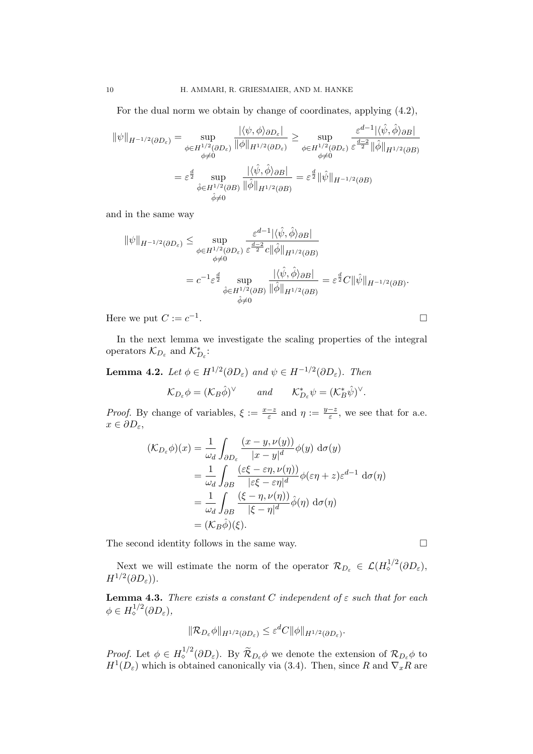For the dual norm we obtain by change of coordinates, applying (4.2),

$$
\begin{aligned}
\|\psi\|_{H^{-1/2}(\partial D_\varepsilon)} &= \sup_{\substack{\phi \in H^{1/2}(\partial D_\varepsilon)\\ \phi \neq 0}} \frac{|\langle \psi, \phi\rangle_{\partial D_\varepsilon}|}{\|\phi\|_{H^{1/2}(\partial D_\varepsilon)}} \geq \sup_{\substack{\phi \in H^{1/2}(\partial D_\varepsilon)\\ \phi \neq 0}} \frac{\varepsilon^{d-1}|\langle \hat{\psi}, \hat{\phi}\rangle_{\partial B}|}{\varepsilon^{\frac{d-2}{2}}\|\hat{\phi}\|_{H^{1/2}(\partial B)}}\\
&= \varepsilon^{\frac{d}{2}} \sup_{\substack{\hat{\phi} \in H^{1/2}(\partial B)\\ \hat{\phi} \neq 0}} \frac{|\langle \hat{\psi}, \hat{\phi}\rangle_{\partial B}|}{\|\hat{\phi}\|_{H^{1/2}(\partial B)}} = \varepsilon^{\frac{d}{2}} \|\hat{\psi}\|_{H^{-1/2}(\partial B)}
\end{aligned}
$$

and in the same way

$$
\begin{aligned}
\|\psi\|_{H^{-1/2}(\partial D_\varepsilon)} &\leq \sup_{\substack{\phi \in H^{1/2}(\partial D_\varepsilon)\\ \phi \neq 0}} \frac{\varepsilon^{d-1}|\langle \hat{\psi}, \hat{\phi}\rangle_{\partial B}|}{\varepsilon^{\frac{d-2}{2}} c\|\hat{\phi}\|_{H^{1/2}(\partial B)}}\\
&= c^{-1}\varepsilon^{\frac{d}{2}} \sup_{\substack{\hat{\phi} \in H^{1/2}(\partial B)\\ \hat{\phi} \neq 0}} \frac{|\langle \hat{\psi}, \hat{\phi}\rangle_{\partial B}|}{\|\hat{\phi}\|_{H^{1/2}(\partial B)}} = \varepsilon^{\frac{d}{2}} C \|\hat{\psi}\|_{H^{-1/2}(\partial B)}.
\end{aligned}
$$

Here we put $C := c^{-1}$. $\square$

In the next lemma we investigate the scaling properties of the integral operators $\mathcal{K}_{D_\varepsilon}$ and $\mathcal{K}^*_{D_\varepsilon}$:

**Lemma 4.2.** *Let $\phi \in H^{1/2}(\partial D_\varepsilon)$ and $\psi \in H^{-1/2}(\partial D_\varepsilon)$. Then*

$$
\mathcal{K}_{D_\varepsilon}\phi = (\mathcal{K}_B\hat{\phi})^\vee \qquad \text{and} \qquad \mathcal{K}^*_{D_\varepsilon}\psi = (\mathcal{K}^*_B\hat{\psi})^\vee.
$$

*Proof.* By change of variables, $\xi := \frac{x-z}{\varepsilon}$ and $\eta := \frac{y-z}{\varepsilon}$, we see that for a.e. $x \in \partial D_\varepsilon$,

$$
\begin{aligned}
(\mathcal{K}_{D_\varepsilon}\phi)(x) &= \frac{1}{\omega_d}\int_{\partial D_\varepsilon} \frac{(x-y, \nu(y))}{|x-y|^d}\phi(y)\ \mathrm{d}\sigma(y)\\
&= \frac{1}{\omega_d}\int_{\partial B} \frac{(\varepsilon\xi - \varepsilon\eta, \nu(\eta))}{|\varepsilon\xi - \varepsilon\eta|^d}\phi(\varepsilon\eta + z)\varepsilon^{d-1}\ \mathrm{d}\sigma(\eta)\\
&= \frac{1}{\omega_d}\int_{\partial B} \frac{(\xi - \eta, \nu(\eta))}{|\xi - \eta|^d}\hat{\phi}(\eta)\ \mathrm{d}\sigma(\eta)\\
&= (\mathcal{K}_B\hat{\phi})(\xi).
\end{aligned}
$$

The second identity follows in the same way. $\square$

Next we will estimate the norm of the operator $\mathcal{R}_{D_\varepsilon} \in \mathcal{L}(H^{1/2}_\diamond(\partial D_\varepsilon), H^{1/2}(\partial D_\varepsilon))$.

**Lemma 4.3.** *There exists a constant $C$ independent of $\varepsilon$ such that for each $\phi \in H^{1/2}_\diamond(\partial D_\varepsilon)$,*

$$
\|\mathcal{R}_{D_\varepsilon}\phi\|_{H^{1/2}(\partial D_\varepsilon)} \leq \varepsilon^d C\|\phi\|_{H^{1/2}(\partial D_\varepsilon)}.
$$

*Proof.* Let $\phi \in H^{1/2}_\diamond(\partial D_\varepsilon)$. By $\widetilde{\mathcal{R}}_{D_\varepsilon}\phi$ we denote the extension of $\mathcal{R}_{D_\varepsilon}\phi$ to $H^1(D_\varepsilon)$ which is obtained canonically via (3.4). Then, since $R$ and $\nabla_x R$ are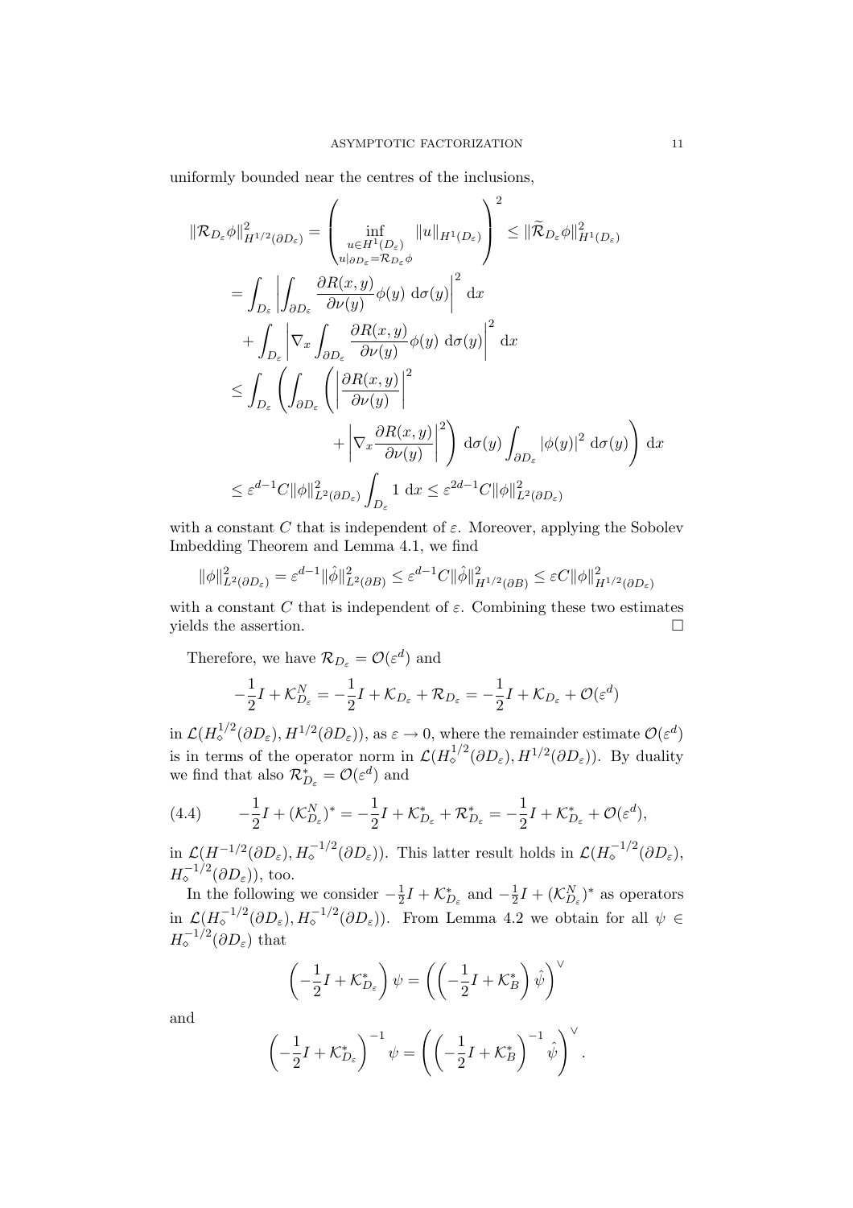uniformly bounded near the centres of the inclusions,

$$
\begin{aligned}
\|\mathcal{R}_{D_\varepsilon}\phi\|^2_{H^{1/2}(\partial D_\varepsilon)} &= \left( \inf_{\substack{u\in H^1(D_\varepsilon)\\ u|_{\partial D_\varepsilon} = \mathcal{R}_{D_\varepsilon}\phi}} \|u\|_{H^1(D_\varepsilon)} \right)^2 \le \|\widetilde{\mathcal{R}}_{D_\varepsilon}\phi\|^2_{H^1(D_\varepsilon)} \\
&= \int_{D_\varepsilon} \left| \int_{\partial D_\varepsilon} \frac{\partial R(x,y)}{\partial \nu(y)} \phi(y) \;\mathrm{d}\sigma(y) \right|^2 \;\mathrm{d}x \\
&\quad + \int_{D_\varepsilon} \left| \nabla_x \int_{\partial D_\varepsilon} \frac{\partial R(x,y)}{\partial \nu(y)} \phi(y) \;\mathrm{d}\sigma(y) \right|^2 \;\mathrm{d}x \\
&\le \int_{D_\varepsilon} \left( \int_{\partial D_\varepsilon} \left( \left| \frac{\partial R(x,y)}{\partial \nu(y)} \right|^2 \right. \right. \\
&\qquad\qquad \left. \left. + \left| \nabla_x \frac{\partial R(x,y)}{\partial \nu(y)} \right|^2 \right) \;\mathrm{d}\sigma(y) \int_{\partial D_\varepsilon} |\phi(y)|^2 \;\mathrm{d}\sigma(y) \right) \;\mathrm{d}x \\
&\le \varepsilon^{d-1} C \|\phi\|^2_{L^2(\partial D_\varepsilon)} \int_{D_\varepsilon} 1 \;\mathrm{d}x \le \varepsilon^{2d-1} C \|\phi\|^2_{L^2(\partial D_\varepsilon)}
\end{aligned}
$$

with a constant $C$ that is independent of $\varepsilon$. Moreover, applying the Sobolev Imbedding Theorem and Lemma 4.1, we find

$$
\|\phi\|^2_{L^2(\partial D_\varepsilon)} = \varepsilon^{d-1}\|\hat{\phi}\|^2_{L^2(\partial B)} \le \varepsilon^{d-1} C \|\hat{\phi}\|^2_{H^{1/2}(\partial B)} \le \varepsilon C \|\phi\|^2_{H^{1/2}(\partial D_\varepsilon)}
$$

with a constant $C$ that is independent of $\varepsilon$. Combining these two estimates yields the assertion. $\square$

Therefore, we have $\mathcal{R}_{D_\varepsilon} = \mathcal{O}(\varepsilon^d)$ and

$$
-\frac{1}{2}I + \mathcal{K}^N_{D_\varepsilon} = -\frac{1}{2}I + \mathcal{K}_{D_\varepsilon} + \mathcal{R}_{D_\varepsilon} = -\frac{1}{2}I + \mathcal{K}_{D_\varepsilon} + \mathcal{O}(\varepsilon^d)
$$

in $\mathcal{L}(H^{1/2}_\diamond(\partial D_\varepsilon), H^{1/2}(\partial D_\varepsilon))$, as $\varepsilon \to 0$, where the remainder estimate $\mathcal{O}(\varepsilon^d)$ is in terms of the operator norm in $\mathcal{L}(H^{1/2}_\diamond(\partial D_\varepsilon), H^{1/2}(\partial D_\varepsilon))$. By duality we find that also $\mathcal{R}^*_{D_\varepsilon} = \mathcal{O}(\varepsilon^d)$ and

$$
-\frac{1}{2}I + (\mathcal{K}^N_{D_\varepsilon})^* = -\frac{1}{2}I + \mathcal{K}^*_{D_\varepsilon} + \mathcal{R}^*_{D_\varepsilon} = -\frac{1}{2}I + \mathcal{K}^*_{D_\varepsilon} + \mathcal{O}(\varepsilon^d), \tag{4.4}
$$

in $\mathcal{L}(H^{-1/2}(\partial D_\varepsilon), H^{-1/2}_\diamond(\partial D_\varepsilon))$. This latter result holds in $\mathcal{L}(H^{-1/2}_\diamond(\partial D_\varepsilon), H^{-1/2}_\diamond(\partial D_\varepsilon))$, too.

In the following we consider $-\frac{1}{2}I + \mathcal{K}^*_{D_\varepsilon}$ and $-\frac{1}{2}I + (\mathcal{K}^N_{D_\varepsilon})^*$ as operators in $\mathcal{L}(H^{-1/2}_\diamond(\partial D_\varepsilon), H^{-1/2}_\diamond(\partial D_\varepsilon))$. From Lemma 4.2 we obtain for all $\psi \in H^{-1/2}_\diamond(\partial D_\varepsilon)$ that

$$
\left(-\frac{1}{2}I + \mathcal{K}^*_{D_\varepsilon}\right)\psi = \left(\left(-\frac{1}{2}I + \mathcal{K}^*_B\right)\hat{\psi}\right)^\vee
$$

and

$$
\left(-\frac{1}{2}I + \mathcal{K}^*_{D_\varepsilon}\right)^{-1}\psi = \left(\left(-\frac{1}{2}I + \mathcal{K}^*_B\right)^{-1}\hat{\psi}\right)^\vee.
$$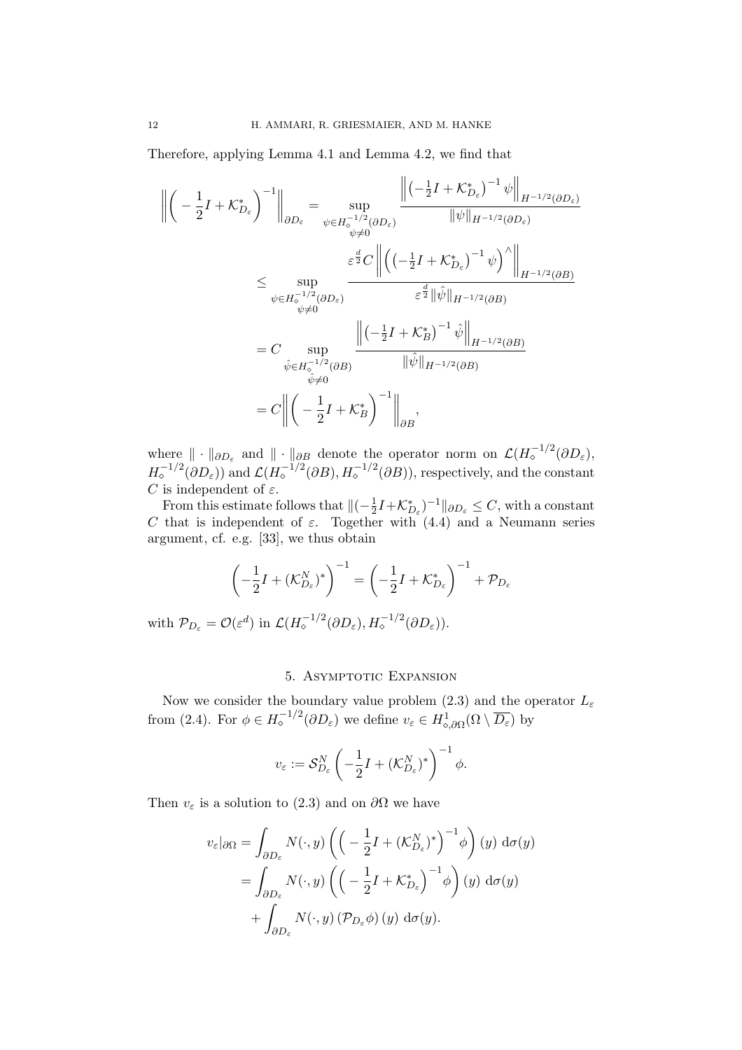Therefore, applying Lemma 4.1 and Lemma 4.2, we find that

$$
\begin{aligned}
\left\| \Big( -\frac{1}{2}I + \mathcal{K}_{D_\varepsilon}^* \Big)^{-1} \right\|_{\partial D_\varepsilon} &= \sup_{\substack{\psi \in H_\diamond^{-1/2}(\partial D_\varepsilon) \\ \psi \neq 0}} \frac{\left\| \big( -\frac{1}{2}I + \mathcal{K}_{D_\varepsilon}^* \big)^{-1} \psi \right\|_{H^{-1/2}(\partial D_\varepsilon)}}{\|\psi\|_{H^{-1/2}(\partial D_\varepsilon)}} \\
&\leq \sup_{\substack{\psi \in H_\diamond^{-1/2}(\partial D_\varepsilon) \\ \psi \neq 0}} \frac{\varepsilon^{\frac{d}{2}} C \left\| \Big( \big( -\frac{1}{2}I + \mathcal{K}_{D_\varepsilon}^* \big)^{-1} \psi \Big)^{\wedge} \right\|_{H^{-1/2}(\partial B)}}{\varepsilon^{\frac{d}{2}} \|\hat{\psi}\|_{H^{-1/2}(\partial B)}} \\
&= C \sup_{\substack{\hat{\psi} \in H_\diamond^{-1/2}(\partial B) \\ \hat{\psi} \neq 0}} \frac{\left\| \big( -\frac{1}{2}I + \mathcal{K}_{B}^* \big)^{-1} \hat{\psi} \right\|_{H^{-1/2}(\partial B)}}{\|\hat{\psi}\|_{H^{-1/2}(\partial B)}} \\
&= C \left\| \Big( -\frac{1}{2}I + \mathcal{K}_{B}^* \Big)^{-1} \right\|_{\partial B},
\end{aligned}
$$

where $\|\cdot\|_{\partial D_\varepsilon}$ and $\|\cdot\|_{\partial B}$ denote the operator norm on $\mathcal{L}(H_\diamond^{-1/2}(\partial D_\varepsilon), H_\diamond^{-1/2}(\partial D_\varepsilon))$ and $\mathcal{L}(H_\diamond^{-1/2}(\partial B), H_\diamond^{-1/2}(\partial B))$, respectively, and the constant $C$ is independent of $\varepsilon$.

From this estimate follows that $\|(-\frac{1}{2}I + \mathcal{K}_{D_\varepsilon}^*)^{-1}\|_{\partial D_\varepsilon} \leq C$, with a constant $C$ that is independent of $\varepsilon$. Together with (4.4) and a Neumann series argument, cf. e.g. [33], we thus obtain

$$
\left( -\frac{1}{2}I + (\mathcal{K}_{D_\varepsilon}^N)^* \right)^{-1} = \left( -\frac{1}{2}I + \mathcal{K}_{D_\varepsilon}^* \right)^{-1} + \mathcal{P}_{D_\varepsilon}
$$

with $\mathcal{P}_{D_\varepsilon} = \mathcal{O}(\varepsilon^d)$ in $\mathcal{L}(H_\diamond^{-1/2}(\partial D_\varepsilon), H_\diamond^{-1/2}(\partial D_\varepsilon))$.

## 5. Asymptotic Expansion

Now we consider the boundary value problem (2.3) and the operator $L_\varepsilon$ from (2.4). For $\phi \in H_\diamond^{-1/2}(\partial D_\varepsilon)$ we define $v_\varepsilon \in H^1_{\diamond,\partial\Omega}(\Omega \setminus \overline{D_\varepsilon})$ by

$$
v_\varepsilon := \mathcal{S}_{D_\varepsilon}^N \left( -\frac{1}{2}I + (\mathcal{K}_{D_\varepsilon}^N)^* \right)^{-1} \phi.
$$

Then $v_\varepsilon$ is a solution to (2.3) and on $\partial\Omega$ we have

$$
\begin{aligned}
v_\varepsilon|_{\partial\Omega} &= \int_{\partial D_\varepsilon} N(\cdot, y) \left( \Big( -\frac{1}{2}I + (\mathcal{K}_{D_\varepsilon}^N)^* \Big)^{-1} \phi \right)(y) \, \mathrm{d}\sigma(y) \\
&= \int_{\partial D_\varepsilon} N(\cdot, y) \left( \Big( -\frac{1}{2}I + \mathcal{K}_{D_\varepsilon}^* \Big)^{-1} \phi \right)(y) \, \mathrm{d}\sigma(y) \\
&\quad + \int_{\partial D_\varepsilon} N(\cdot, y) \left( \mathcal{P}_{D_\varepsilon} \phi \right)(y) \, \mathrm{d}\sigma(y).
\end{aligned}
$$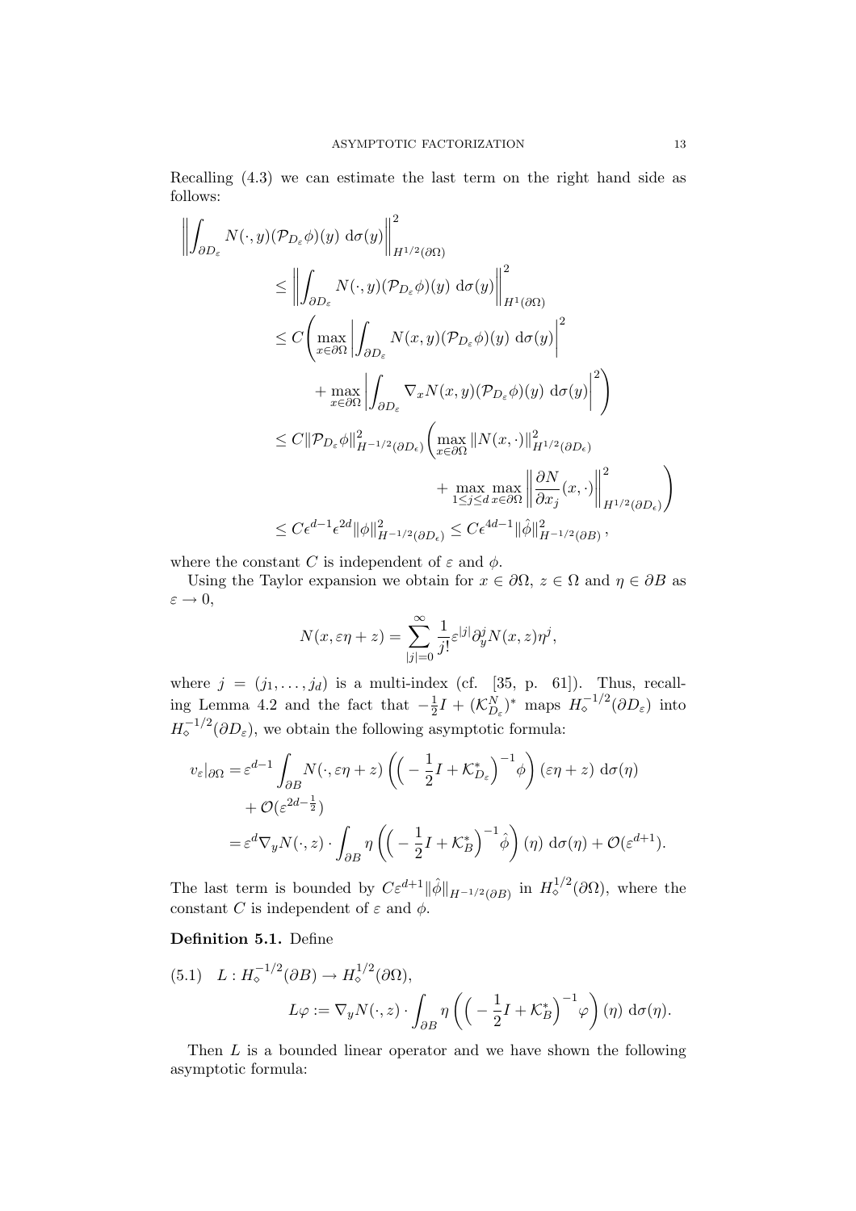Recalling (4.3) we can estimate the last term on the right hand side as follows:

$$
\begin{aligned}
\left\| \int_{\partial D_\varepsilon} N(\cdot, y)(\mathcal{P}_{D_\varepsilon}\phi)(y)\ \mathrm{d}\sigma(y) \right\|^2_{H^{1/2}(\partial\Omega)} \\
&\le \left\| \int_{\partial D_\varepsilon} N(\cdot, y)(\mathcal{P}_{D_\varepsilon}\phi)(y)\ \mathrm{d}\sigma(y) \right\|^2_{H^{1}(\partial\Omega)} \\
&\le C\Bigg( \max_{x\in\partial\Omega} \left| \int_{\partial D_\varepsilon} N(x, y)(\mathcal{P}_{D_\varepsilon}\phi)(y)\ \mathrm{d}\sigma(y) \right|^2 \\
&\qquad + \max_{x\in\partial\Omega} \left| \int_{\partial D_\varepsilon} \nabla_x N(x, y)(\mathcal{P}_{D_\varepsilon}\phi)(y)\ \mathrm{d}\sigma(y) \right|^2 \Bigg) \\
&\le C\|\mathcal{P}_{D_\varepsilon}\phi\|^2_{H^{-1/2}(\partial D_\epsilon)} \Bigg( \max_{x\in\partial\Omega} \|N(x,\cdot)\|^2_{H^{1/2}(\partial D_\epsilon)} \\
&\qquad + \max_{1\le j\le d}\max_{x\in\partial\Omega} \left\| \frac{\partial N}{\partial x_j}(x,\cdot) \right\|^2_{H^{1/2}(\partial D_\epsilon)} \Bigg) \\
&\le C\epsilon^{d-1}\epsilon^{2d}\|\phi\|^2_{H^{-1/2}(\partial D_\epsilon)} \le C\epsilon^{4d-1}\|\hat\phi\|^2_{H^{-1/2}(\partial B)}\,,
\end{aligned}
$$

where the constant $C$ is independent of $\varepsilon$ and $\phi$.

Using the Taylor expansion we obtain for $x \in \partial\Omega$, $z \in \Omega$ and $\eta \in \partial B$ as $\varepsilon \to 0$,

$$
N(x, \varepsilon\eta + z) = \sum_{|j|=0}^{\infty} \frac{1}{j!}\varepsilon^{|j|}\partial_y^j N(x, z)\eta^j,
$$

where $j = (j_1, \ldots, j_d)$ is a multi-index (cf. [35, p. 61]). Thus, recalling Lemma 4.2 and the fact that $-\frac{1}{2}I + (\mathcal{K}^N_{D_\varepsilon})^*$ maps $H^{-1/2}_\diamond(\partial D_\varepsilon)$ into $H^{-1/2}_\diamond(\partial D_\varepsilon)$, we obtain the following asymptotic formula:

$$
\begin{aligned}
v_\varepsilon|_{\partial\Omega} =& \varepsilon^{d-1} \int_{\partial B} N(\cdot, \varepsilon\eta + z) \left( \Big( -\frac{1}{2}I + \mathcal{K}^*_{D_\varepsilon} \Big)^{-1} \phi \right)(\varepsilon\eta + z)\ \mathrm{d}\sigma(\eta) \\
&+ \mathcal{O}(\varepsilon^{2d-\frac{1}{2}}) \\
=& \varepsilon^d \nabla_y N(\cdot, z) \cdot \int_{\partial B} \eta \left( \Big( -\frac{1}{2}I + \mathcal{K}^*_B \Big)^{-1} \hat\phi \right)(\eta)\ \mathrm{d}\sigma(\eta) + \mathcal{O}(\varepsilon^{d+1}).
\end{aligned}
$$

The last term is bounded by $C\varepsilon^{d+1}\|\hat\phi\|_{H^{-1/2}(\partial B)}$ in $H^{1/2}_\diamond(\partial\Omega)$, where the constant $C$ is independent of $\varepsilon$ and $\phi$.

**Definition 5.1.** Define

$$
\begin{aligned}
(5.1)\quad L : H^{-1/2}_\diamond(\partial B) &\to H^{1/2}_\diamond(\partial\Omega), \\
L\varphi &:= \nabla_y N(\cdot, z) \cdot \int_{\partial B} \eta \left( \Big( -\frac{1}{2}I + \mathcal{K}^*_B \Big)^{-1} \varphi \right)(\eta)\ \mathrm{d}\sigma(\eta).
\end{aligned}
$$

Then $L$ is a bounded linear operator and we have shown the following asymptotic formula: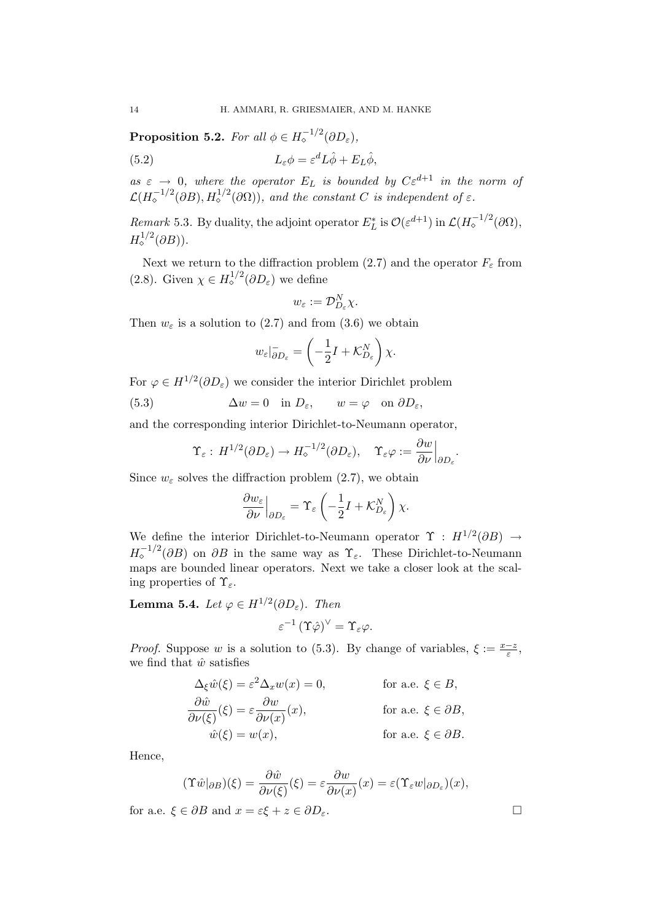**Proposition 5.2.** *For all $\phi \in H_\diamond^{-1/2}(\partial D_\varepsilon)$,*

$$L_\varepsilon \phi = \varepsilon^d L\hat{\phi} + E_L \hat{\phi}, \tag{5.2}$$

*as $\varepsilon \to 0$, where the operator $E_L$ is bounded by $C\varepsilon^{d+1}$ in the norm of $\mathcal{L}(H_\diamond^{-1/2}(\partial B), H_\diamond^{1/2}(\partial\Omega))$, and the constant $C$ is independent of $\varepsilon$.*

*Remark* 5.3. By duality, the adjoint operator $E_L^*$ is $\mathcal{O}(\varepsilon^{d+1})$ in $\mathcal{L}(H_\diamond^{-1/2}(\partial\Omega), H_\diamond^{1/2}(\partial B))$.

Next we return to the diffraction problem (2.7) and the operator $F_\varepsilon$ from (2.8). Given $\chi \in H_\diamond^{1/2}(\partial D_\varepsilon)$ we define

$$w_\varepsilon := \mathcal{D}_{D_\varepsilon}^N \chi.$$

Then $w_\varepsilon$ is a solution to (2.7) and from (3.6) we obtain

$$w_\varepsilon|_{\partial D_\varepsilon}^- = \left(-\frac{1}{2}I + \mathcal{K}_{D_\varepsilon}^N\right)\chi.$$

For $\varphi \in H^{1/2}(\partial D_\varepsilon)$ we consider the interior Dirichlet problem

$$\Delta w = 0 \quad \text{in } D_\varepsilon, \qquad w = \varphi \quad \text{on } \partial D_\varepsilon, \tag{5.3}$$

and the corresponding interior Dirichlet-to-Neumann operator,

$$\Upsilon_\varepsilon : H^{1/2}(\partial D_\varepsilon) \to H_\diamond^{-1/2}(\partial D_\varepsilon), \quad \Upsilon_\varepsilon \varphi := \frac{\partial w}{\partial \nu}\Big|_{\partial D_\varepsilon}.$$

Since $w_\varepsilon$ solves the diffraction problem (2.7), we obtain

$$\frac{\partial w_\varepsilon}{\partial \nu}\Big|_{\partial D_\varepsilon} = \Upsilon_\varepsilon \left(-\frac{1}{2}I + \mathcal{K}_{D_\varepsilon}^N\right)\chi.$$

We define the interior Dirichlet-to-Neumann operator $\Upsilon : H^{1/2}(\partial B) \to H_\diamond^{-1/2}(\partial B)$ on $\partial B$ in the same way as $\Upsilon_\varepsilon$. These Dirichlet-to-Neumann maps are bounded linear operators. Next we take a closer look at the scaling properties of $\Upsilon_\varepsilon$.

**Lemma 5.4.** *Let $\varphi \in H^{1/2}(\partial D_\varepsilon)$. Then*

$$\varepsilon^{-1}\left(\Upsilon\hat{\varphi}\right)^\vee = \Upsilon_\varepsilon \varphi.$$

*Proof.* Suppose $w$ is a solution to (5.3). By change of variables, $\xi := \frac{x-z}{\varepsilon}$, we find that $\hat{w}$ satisfies

$$\begin{aligned}
\Delta_\xi \hat{w}(\xi) &= \varepsilon^2 \Delta_x w(x) = 0, && \text{for a.e. } \xi \in B,\\
\frac{\partial \hat{w}}{\partial \nu(\xi)}(\xi) &= \varepsilon \frac{\partial w}{\partial \nu(x)}(x), && \text{for a.e. } \xi \in \partial B,\\
\hat{w}(\xi) &= w(x), && \text{for a.e. } \xi \in \partial B.
\end{aligned}$$

Hence,

$$(\Upsilon \hat{w}|_{\partial B})(\xi) = \frac{\partial \hat{w}}{\partial \nu(\xi)}(\xi) = \varepsilon \frac{\partial w}{\partial \nu(x)}(x) = \varepsilon(\Upsilon_\varepsilon w|_{\partial D_\varepsilon})(x),$$

for a.e. $\xi \in \partial B$ and $x = \varepsilon\xi + z \in \partial D_\varepsilon$. $\square$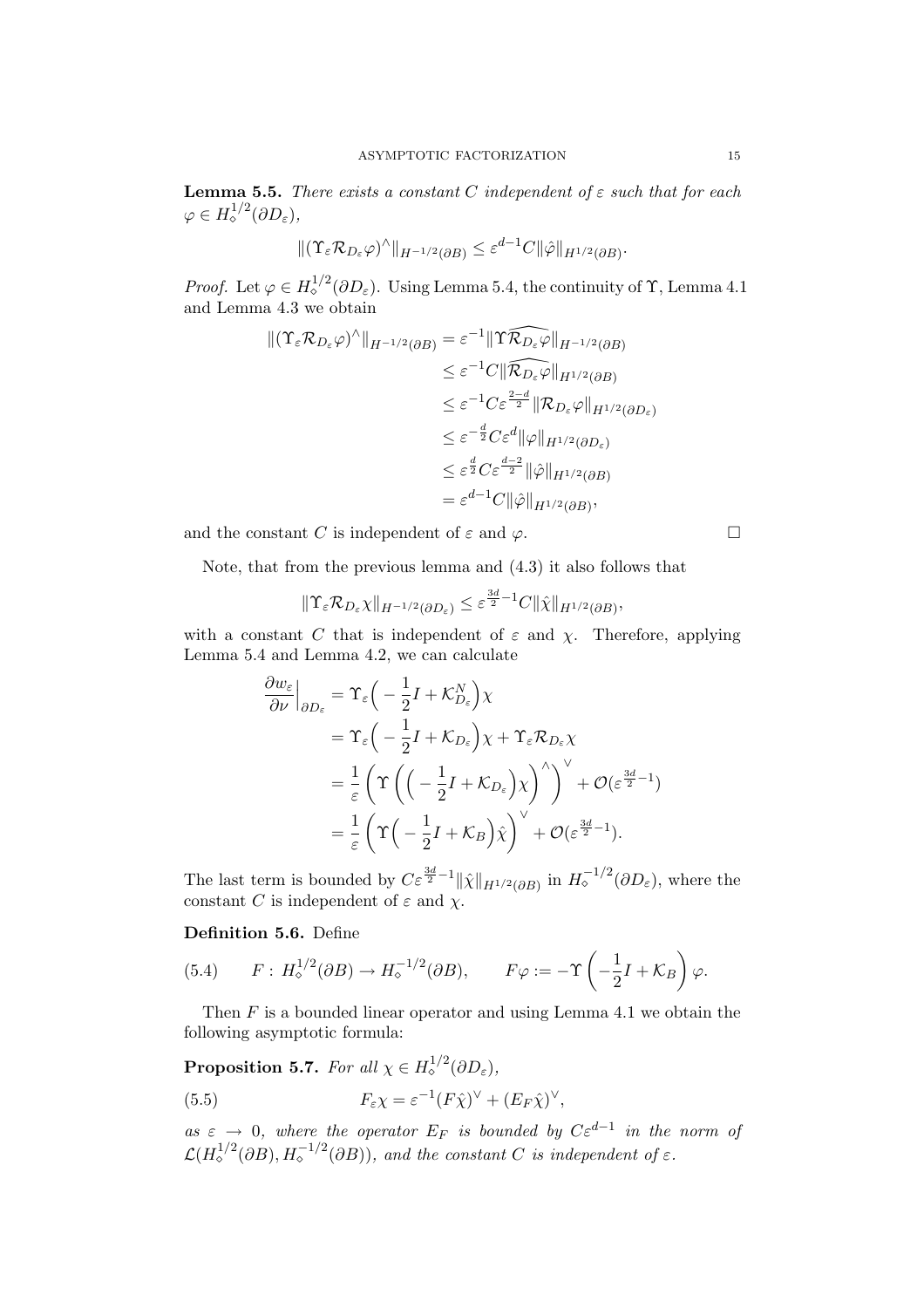**Lemma 5.5.** *There exists a constant $C$ independent of $\varepsilon$ such that for each $\varphi \in H_\diamond^{1/2}(\partial D_\varepsilon)$,*

$$\|(\Upsilon_\varepsilon \mathcal{R}_{D_\varepsilon}\varphi)^\wedge\|_{H^{-1/2}(\partial B)} \le \varepsilon^{d-1} C \|\hat{\varphi}\|_{H^{1/2}(\partial B)}.$$

*Proof.* Let $\varphi \in H_\diamond^{1/2}(\partial D_\varepsilon)$. Using Lemma 5.4, the continuity of $\Upsilon$, Lemma 4.1 and Lemma 4.3 we obtain

$$\begin{aligned}
\|(\Upsilon_\varepsilon \mathcal{R}_{D_\varepsilon}\varphi)^\wedge\|_{H^{-1/2}(\partial B)} &= \varepsilon^{-1}\|\Upsilon \widehat{\mathcal{R}_{D_\varepsilon}\varphi}\|_{H^{-1/2}(\partial B)} \\
&\le \varepsilon^{-1} C \|\widehat{\mathcal{R}_{D_\varepsilon}\varphi}\|_{H^{1/2}(\partial B)} \\
&\le \varepsilon^{-1} C \varepsilon^{\frac{2-d}{2}} \|\mathcal{R}_{D_\varepsilon}\varphi\|_{H^{1/2}(\partial D_\varepsilon)} \\
&\le \varepsilon^{-\frac{d}{2}} C \varepsilon^{d} \|\varphi\|_{H^{1/2}(\partial D_\varepsilon)} \\
&\le \varepsilon^{\frac{d}{2}} C \varepsilon^{\frac{d-2}{2}} \|\hat{\varphi}\|_{H^{1/2}(\partial B)} \\
&= \varepsilon^{d-1} C \|\hat{\varphi}\|_{H^{1/2}(\partial B)},
\end{aligned}$$

and the constant $C$ is independent of $\varepsilon$ and $\varphi$. $\square$

Note, that from the previous lemma and (4.3) it also follows that

$$\|\Upsilon_\varepsilon \mathcal{R}_{D_\varepsilon}\chi\|_{H^{-1/2}(\partial D_\varepsilon)} \le \varepsilon^{\frac{3d}{2}-1} C \|\hat{\chi}\|_{H^{1/2}(\partial B)},$$

with a constant $C$ that is independent of $\varepsilon$ and $\chi$. Therefore, applying Lemma 5.4 and Lemma 4.2, we can calculate

$$\begin{aligned}
\frac{\partial w_\varepsilon}{\partial \nu}\Big|_{\partial D_\varepsilon} &= \Upsilon_\varepsilon\Big(-\frac{1}{2}I + \mathcal{K}^N_{D_\varepsilon}\Big)\chi \\
&= \Upsilon_\varepsilon\Big(-\frac{1}{2}I + \mathcal{K}_{D_\varepsilon}\Big)\chi + \Upsilon_\varepsilon \mathcal{R}_{D_\varepsilon}\chi \\
&= \frac{1}{\varepsilon}\left(\Upsilon\left(\Big(-\frac{1}{2}I + \mathcal{K}_{D_\varepsilon}\Big)\chi\right)^\wedge\right)^\vee + \mathcal{O}(\varepsilon^{\frac{3d}{2}-1}) \\
&= \frac{1}{\varepsilon}\left(\Upsilon\Big(-\frac{1}{2}I + \mathcal{K}_B\Big)\hat{\chi}\right)^\vee + \mathcal{O}(\varepsilon^{\frac{3d}{2}-1}).
\end{aligned}$$

The last term is bounded by $C\varepsilon^{\frac{3d}{2}-1}\|\hat{\chi}\|_{H^{1/2}(\partial B)}$ in $H_\diamond^{-1/2}(\partial D_\varepsilon)$, where the constant $C$ is independent of $\varepsilon$ and $\chi$.

**Definition 5.6.** Define

$$F : H_\diamond^{1/2}(\partial B) \to H_\diamond^{-1/2}(\partial B), \qquad F\varphi := -\Upsilon\left(-\frac{1}{2}I + \mathcal{K}_B\right)\varphi. \tag{5.4}$$

Then $F$ is a bounded linear operator and using Lemma 4.1 we obtain the following asymptotic formula:

**Proposition 5.7.** *For all $\chi \in H_\diamond^{1/2}(\partial D_\varepsilon)$,*

$$F_\varepsilon \chi = \varepsilon^{-1}(F\hat{\chi})^\vee + (E_F \hat{\chi})^\vee, \tag{5.5}$$

*as $\varepsilon \to 0$, where the operator $E_F$ is bounded by $C\varepsilon^{d-1}$ in the norm of $\mathcal{L}(H_\diamond^{1/2}(\partial B), H_\diamond^{-1/2}(\partial B))$, and the constant $C$ is independent of $\varepsilon$.*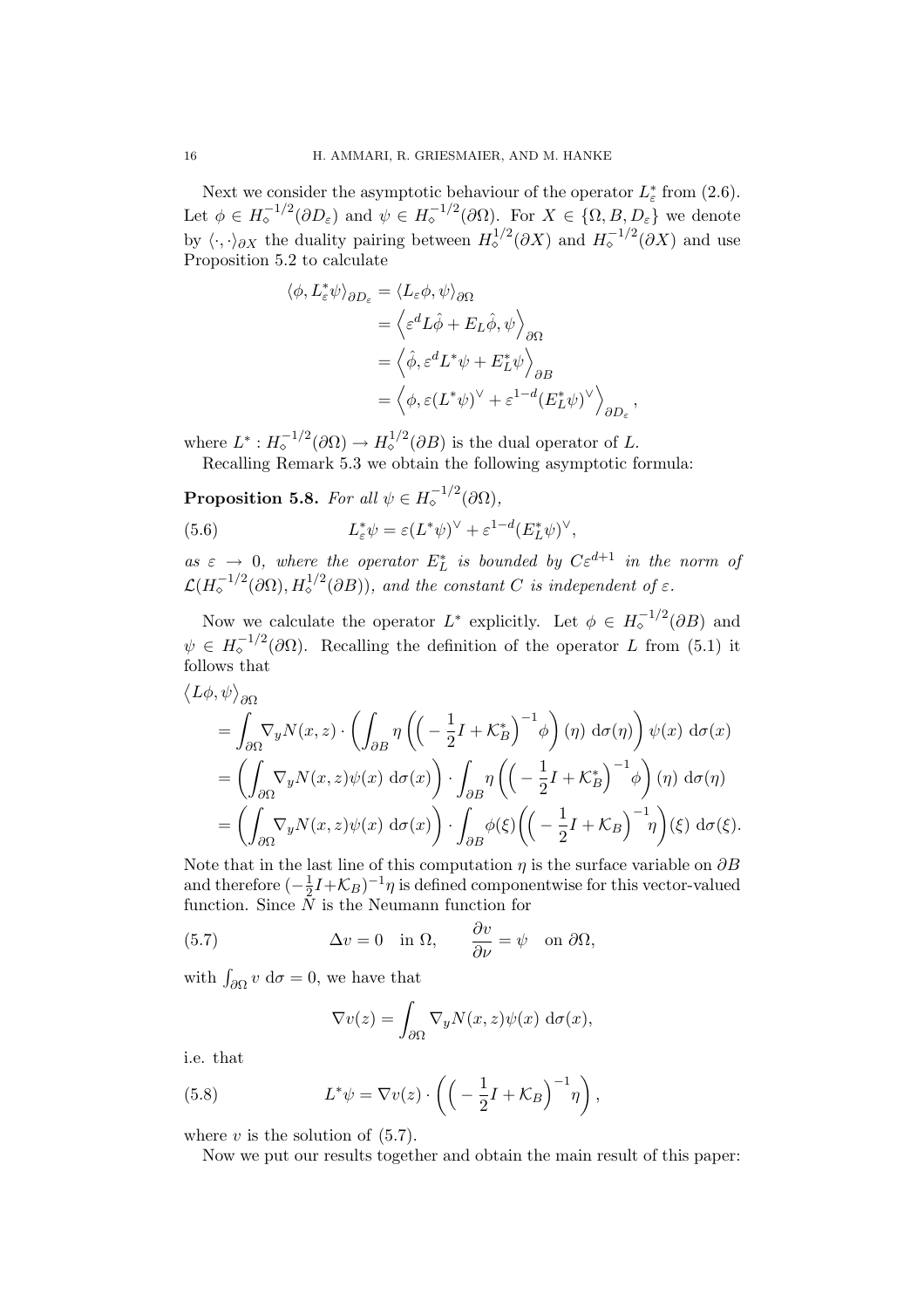Next we consider the asymptotic behaviour of the operator $L_\varepsilon^*$ from (2.6). Let $\phi \in H_\diamond^{-1/2}(\partial D_\varepsilon)$ and $\psi \in H_\diamond^{-1/2}(\partial\Omega)$. For $X \in \{\Omega, B, D_\varepsilon\}$ we denote by $\langle \cdot, \cdot \rangle_{\partial X}$ the duality pairing between $H_\diamond^{1/2}(\partial X)$ and $H_\diamond^{-1/2}(\partial X)$ and use Proposition 5.2 to calculate

$$
\begin{aligned}
\langle \phi, L_\varepsilon^* \psi \rangle_{\partial D_\varepsilon} &= \langle L_\varepsilon \phi, \psi \rangle_{\partial\Omega} \\
&= \left\langle \varepsilon^d L\hat{\phi} + E_L \hat{\phi}, \psi \right\rangle_{\partial\Omega} \\
&= \left\langle \hat{\phi}, \varepsilon^d L^* \psi + E_L^* \psi \right\rangle_{\partial B} \\
&= \left\langle \phi, \varepsilon (L^*\psi)^\vee + \varepsilon^{1-d} (E_L^* \psi)^\vee \right\rangle_{\partial D_\varepsilon},
\end{aligned}
$$

where $L^* : H_\diamond^{-1/2}(\partial\Omega) \to H_\diamond^{1/2}(\partial B)$ is the dual operator of $L$.

Recalling Remark 5.3 we obtain the following asymptotic formula:

**Proposition 5.8.** *For all $\psi \in H_\diamond^{-1/2}(\partial\Omega)$,*

$$
L_\varepsilon^* \psi = \varepsilon (L^*\psi)^\vee + \varepsilon^{1-d} (E_L^*\psi)^\vee, \tag{5.6}
$$

*as $\varepsilon \to 0$, where the operator $E_L^*$ is bounded by $C\varepsilon^{d+1}$ in the norm of $\mathcal{L}(H_\diamond^{-1/2}(\partial\Omega), H_\diamond^{1/2}(\partial B))$, and the constant $C$ is independent of $\varepsilon$.*

Now we calculate the operator $L^*$ explicitly. Let $\phi \in H_\diamond^{-1/2}(\partial B)$ and $\psi \in H_\diamond^{-1/2}(\partial\Omega)$. Recalling the definition of the operator $L$ from (5.1) it follows that

$$
\begin{aligned}
&\langle L\phi, \psi \rangle_{\partial\Omega} \\
&= \int_{\partial\Omega} \nabla_y N(x,z) \cdot \left( \int_{\partial B} \eta \left( \Big( -\frac{1}{2} I + \mathcal{K}_B^* \Big)^{-1} \phi \right)(\eta) \, \mathrm{d}\sigma(\eta) \right) \psi(x) \, \mathrm{d}\sigma(x) \\
&= \left( \int_{\partial\Omega} \nabla_y N(x,z) \psi(x) \, \mathrm{d}\sigma(x) \right) \cdot \int_{\partial B} \eta \left( \Big( -\frac{1}{2} I + \mathcal{K}_B^* \Big)^{-1} \phi \right)(\eta) \, \mathrm{d}\sigma(\eta) \\
&= \left( \int_{\partial\Omega} \nabla_y N(x,z) \psi(x) \, \mathrm{d}\sigma(x) \right) \cdot \int_{\partial B} \phi(\xi) \left( \Big( -\frac{1}{2} I + \mathcal{K}_B \Big)^{-1} \eta \right)(\xi) \, \mathrm{d}\sigma(\xi).
\end{aligned}
$$

Note that in the last line of this computation $\eta$ is the surface variable on $\partial B$ and therefore $(-\frac{1}{2}I + \mathcal{K}_B)^{-1}\eta$ is defined componentwise for this vector-valued function. Since $N$ is the Neumann function for

$$
\Delta v = 0 \quad \text{in } \Omega, \qquad \frac{\partial v}{\partial \nu} = \psi \quad \text{on } \partial\Omega, \tag{5.7}
$$

with $\int_{\partial\Omega} v \, \mathrm{d}\sigma = 0$, we have that

$$
\nabla v(z) = \int_{\partial\Omega} \nabla_y N(x,z) \psi(x) \, \mathrm{d}\sigma(x),
$$

i.e. that

$$
L^*\psi = \nabla v(z) \cdot \left( \Big( -\frac{1}{2} I + \mathcal{K}_B \Big)^{-1} \eta \right), \tag{5.8}
$$

where $v$ is the solution of (5.7).

Now we put our results together and obtain the main result of this paper: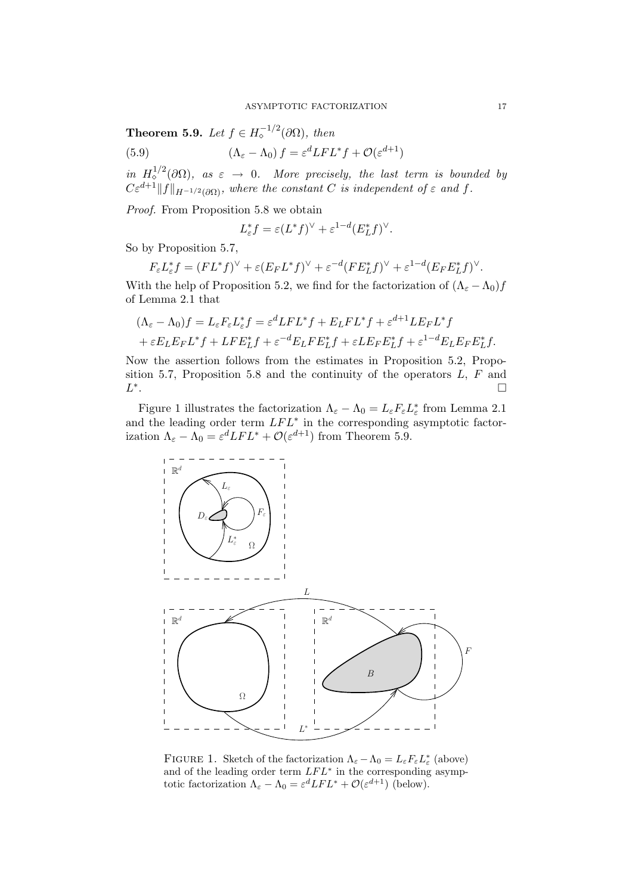**Theorem 5.9.** *Let $f \in H_\diamond^{-1/2}(\partial\Omega)$, then*

$$(\Lambda_\varepsilon - \Lambda_0) f = \varepsilon^d LFL^* f + \mathcal{O}(\varepsilon^{d+1}) \tag{5.9}$$

*in $H_\diamond^{1/2}(\partial\Omega)$, as $\varepsilon \to 0$. More precisely, the last term is bounded by $C\varepsilon^{d+1}\|f\|_{H^{-1/2}(\partial\Omega)}$, where the constant $C$ is independent of $\varepsilon$ and $f$.*

*Proof.* From Proposition 5.8 we obtain

$$L_\varepsilon^* f = \varepsilon (L^* f)^\vee + \varepsilon^{1-d} (E_L^* f)^\vee.$$

So by Proposition 5.7,

$$F_\varepsilon L_\varepsilon^* f = (FL^* f)^\vee + \varepsilon (E_F L^* f)^\vee + \varepsilon^{-d} (F E_L^* f)^\vee + \varepsilon^{1-d} (E_F E_L^* f)^\vee.$$

With the help of Proposition 5.2, we find for the factorization of $(\Lambda_\varepsilon - \Lambda_0) f$ of Lemma 2.1 that

$$\begin{aligned}
(\Lambda_\varepsilon - \Lambda_0) f &= L_\varepsilon F_\varepsilon L_\varepsilon^* f = \varepsilon^d LFL^* f + E_L F L^* f + \varepsilon^{d+1} L E_F L^* f \\
&+ \varepsilon E_L E_F L^* f + LFE_L^* f + \varepsilon^{-d} E_L F E_L^* f + \varepsilon L E_F E_L^* f + \varepsilon^{1-d} E_L E_F E_L^* f.
\end{aligned}$$

Now the assertion follows from the estimates in Proposition 5.2, Proposition 5.7, Proposition 5.8 and the continuity of the operators $L$, $F$ and $L^*$. $\square$

Figure 1 illustrates the factorization $\Lambda_\varepsilon - \Lambda_0 = L_\varepsilon F_\varepsilon L_\varepsilon^*$ from Lemma 2.1 and the leading order term $LFL^*$ in the corresponding asymptotic factorization $\Lambda_\varepsilon - \Lambda_0 = \varepsilon^d LFL^* + \mathcal{O}(\varepsilon^{d+1})$ from Theorem 5.9.

FIGURE 1. Sketch of the factorization $\Lambda_\varepsilon - \Lambda_0 = L_\varepsilon F_\varepsilon L_\varepsilon^*$ (above) and of the leading order term $LFL^*$ in the corresponding asymptotic factorization $\Lambda_\varepsilon - \Lambda_0 = \varepsilon^d LFL^* + \mathcal{O}(\varepsilon^{d+1})$ (below).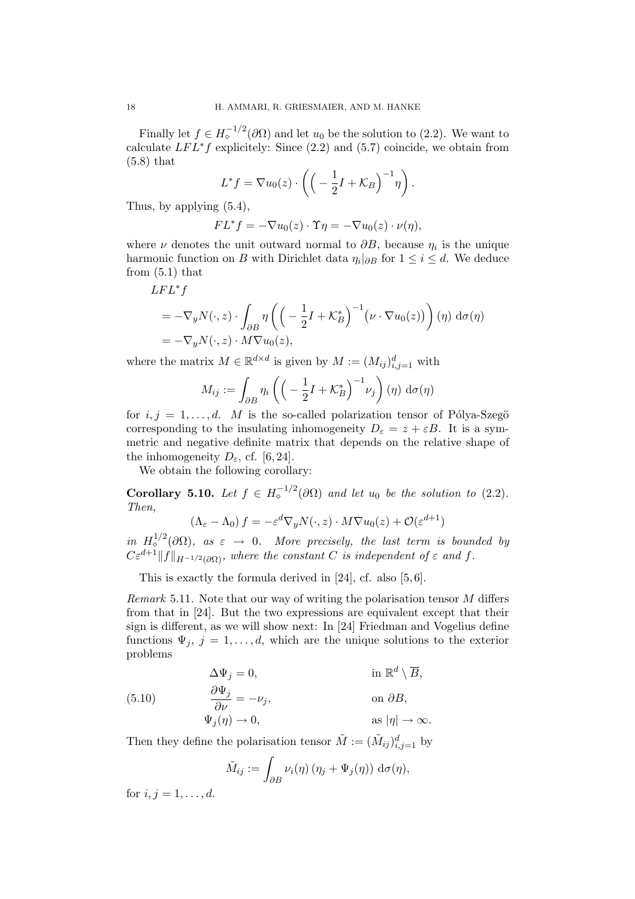Finally let $f \in H_\diamond^{-1/2}(\partial\Omega)$ and let $u_0$ be the solution to (2.2). We want to calculate $LFL^*f$ explicitely: Since (2.2) and (5.7) coincide, we obtain from (5.8) that

$$L^*f = \nabla u_0(z) \cdot \left( \Big( -\frac{1}{2}I + \mathcal{K}_B \Big)^{-1} \eta \right).$$

Thus, by applying (5.4),

$$FL^*f = -\nabla u_0(z) \cdot \Upsilon \eta = -\nabla u_0(z) \cdot \nu(\eta),$$

where $\nu$ denotes the unit outward normal to $\partial B$, because $\eta_i$ is the unique harmonic function on $B$ with Dirichlet data $\eta_i|_{\partial B}$ for $1 \le i \le d$. We deduce from (5.1) that

$$\begin{aligned}
&LFL^*f \\
&= -\nabla_y N(\cdot, z) \cdot \int_{\partial B} \eta \left( \Big( -\frac{1}{2}I + \mathcal{K}_B^* \Big)^{-1} \big( \nu \cdot \nabla u_0(z) \big) \right)(\eta) \, \mathrm{d}\sigma(\eta) \\
&= -\nabla_y N(\cdot, z) \cdot M \nabla u_0(z),
\end{aligned}$$

where the matrix $M \in \mathbb{R}^{d \times d}$ is given by $M := (M_{ij})_{i,j=1}^d$ with

$$M_{ij} := \int_{\partial B} \eta_i \left( \Big( -\frac{1}{2}I + \mathcal{K}_B^* \Big)^{-1} \nu_j \right)(\eta) \, \mathrm{d}\sigma(\eta)$$

for $i, j = 1, \ldots, d$. $M$ is the so-called polarization tensor of Pólya-Szegö corresponding to the insulating inhomogeneity $D_\varepsilon = z + \varepsilon B$. It is a symmetric and negative definite matrix that depends on the relative shape of the inhomogeneity $D_\varepsilon$, cf. [6, 24].

We obtain the following corollary:

**Corollary 5.10.** *Let $f \in H_\diamond^{-1/2}(\partial\Omega)$ and let $u_0$ be the solution to (2.2). Then,*

$$(\Lambda_\varepsilon - \Lambda_0)\, f = -\varepsilon^d \nabla_y N(\cdot, z) \cdot M \nabla u_0(z) + \mathcal{O}(\varepsilon^{d+1})$$

*in $H_\diamond^{1/2}(\partial\Omega)$, as $\varepsilon \to 0$. More precisely, the last term is bounded by $C\varepsilon^{d+1}\|f\|_{H^{-1/2}(\partial\Omega)}$, where the constant $C$ is independent of $\varepsilon$ and $f$.*

This is exactly the formula derived in [24], cf. also [5, 6].

*Remark* 5.11. Note that our way of writing the polarisation tensor $M$ differs from that in [24]. But the two expressions are equivalent except that their sign is different, as we will show next: In [24] Friedman and Vogelius define functions $\Psi_j$, $j = 1, \ldots, d$, which are the unique solutions to the exterior problems

$$\begin{aligned}
&\Delta \Psi_j = 0, && \text{in } \mathbb{R}^d \setminus \overline{B}, \\
&\frac{\partial \Psi_j}{\partial \nu} = -\nu_j, && \text{on } \partial B, \qquad (5.10)\\
&\Psi_j(\eta) \to 0, && \text{as } |\eta| \to \infty.
\end{aligned}$$

Then they define the polarisation tensor $\tilde{M} := (\tilde{M}_{ij})_{i,j=1}^d$ by

$$\tilde{M}_{ij} := \int_{\partial B} \nu_i(\eta) \left( \eta_j + \Psi_j(\eta) \right) \mathrm{d}\sigma(\eta),$$

for $i, j = 1, \ldots, d$.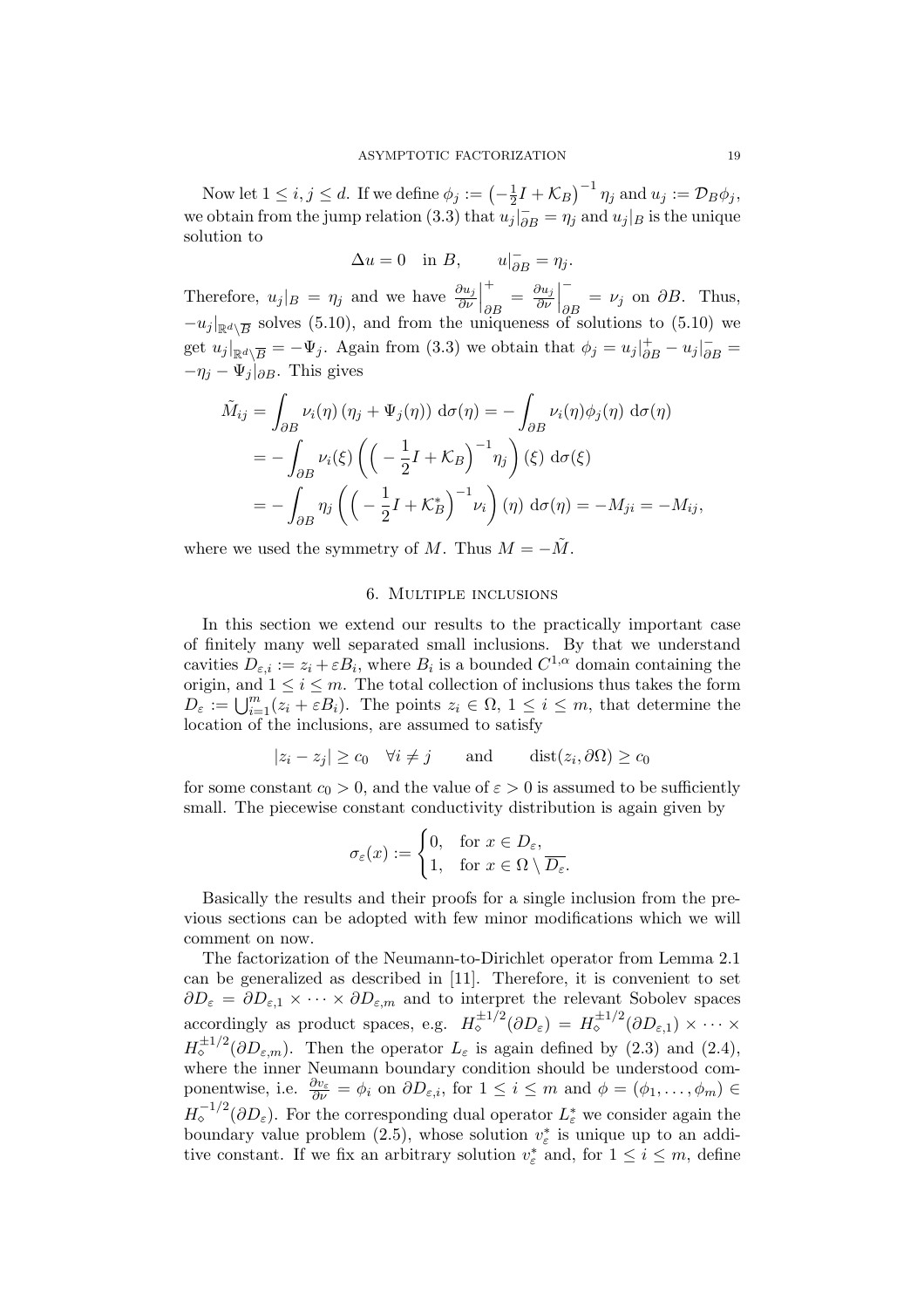Now let $1 \le i, j \le d$. If we define $\phi_j := \left(-\frac{1}{2}I + \mathcal{K}_B\right)^{-1}\eta_j$ and $u_j := \mathcal{D}_B\phi_j$, we obtain from the jump relation (3.3) that $u_j|_{\partial B}^{-} = \eta_j$ and $u_j|_B$ is the unique solution to

$$\Delta u = 0 \quad \text{in } B, \qquad u|_{\partial B}^{-} = \eta_j.$$

Therefore, $u_j|_B = \eta_j$ and we have $\frac{\partial u_j}{\partial \nu}\Big|_{\partial B}^{+} = \frac{\partial u_j}{\partial \nu}\Big|_{\partial B}^{-} = \nu_j$ on $\partial B$. Thus, $-u_j|_{\mathbb{R}^d\setminus\overline{B}}$ solves (5.10), and from the uniqueness of solutions to (5.10) we get $u_j|_{\mathbb{R}^d\setminus\overline{B}} = -\Psi_j$. Again from (3.3) we obtain that $\phi_j = u_j|_{\partial B}^{+} - u_j|_{\partial B}^{-} = -\eta_j - \Psi_j|_{\partial B}$. This gives

$$\begin{aligned}
\tilde{M}_{ij} &= \int_{\partial B} \nu_i(\eta)\left(\eta_j + \Psi_j(\eta)\right)\,\mathrm{d}\sigma(\eta) = -\int_{\partial B} \nu_i(\eta)\phi_j(\eta)\,\mathrm{d}\sigma(\eta) \\
&= -\int_{\partial B} \nu_i(\xi)\left(\left(-\frac{1}{2}I + \mathcal{K}_B\right)^{-1}\eta_j\right)(\xi)\,\mathrm{d}\sigma(\xi) \\
&= -\int_{\partial B} \eta_j\left(\left(-\frac{1}{2}I + \mathcal{K}_B^*\right)^{-1}\nu_i\right)(\eta)\,\mathrm{d}\sigma(\eta) = -M_{ji} = -M_{ij},
\end{aligned}$$

where we used the symmetry of $M$. Thus $M = -\tilde{M}$.

## 6. Multiple inclusions

In this section we extend our results to the practically important case of finitely many well separated small inclusions. By that we understand cavities $D_{\varepsilon,i} := z_i + \varepsilon B_i$, where $B_i$ is a bounded $C^{1,\alpha}$ domain containing the origin, and $1 \le i \le m$. The total collection of inclusions thus takes the form $D_\varepsilon := \bigcup_{i=1}^m (z_i + \varepsilon B_i)$. The points $z_i \in \Omega$, $1 \le i \le m$, that determine the location of the inclusions, are assumed to satisfy

$$|z_i - z_j| \ge c_0 \quad \forall i \ne j \qquad \text{and} \qquad \operatorname{dist}(z_i, \partial\Omega) \ge c_0$$

for some constant $c_0 > 0$, and the value of $\varepsilon > 0$ is assumed to be sufficiently small. The piecewise constant conductivity distribution is again given by

$$\sigma_\varepsilon(x) := \begin{cases} 0, & \text{for } x \in D_\varepsilon, \\ 1, & \text{for } x \in \Omega \setminus \overline{D_\varepsilon}. \end{cases}$$

Basically the results and their proofs for a single inclusion from the previous sections can be adopted with few minor modifications which we will comment on now.

The factorization of the Neumann-to-Dirichlet operator from Lemma 2.1 can be generalized as described in [11]. Therefore, it is convenient to set $\partial D_\varepsilon = \partial D_{\varepsilon,1} \times \cdots \times \partial D_{\varepsilon,m}$ and to interpret the relevant Sobolev spaces accordingly as product spaces, e.g. $H_\diamond^{\pm 1/2}(\partial D_\varepsilon) = H_\diamond^{\pm 1/2}(\partial D_{\varepsilon,1}) \times \cdots \times H_\diamond^{\pm 1/2}(\partial D_{\varepsilon,m})$. Then the operator $L_\varepsilon$ is again defined by (2.3) and (2.4), where the inner Neumann boundary condition should be understood componentwise, i.e. $\frac{\partial v_\varepsilon}{\partial \nu} = \phi_i$ on $\partial D_{\varepsilon,i}$, for $1 \le i \le m$ and $\phi = (\phi_1, \ldots, \phi_m) \in H_\diamond^{-1/2}(\partial D_\varepsilon)$. For the corresponding dual operator $L_\varepsilon^*$ we consider again the boundary value problem (2.5), whose solution $v_\varepsilon^*$ is unique up to an additive constant. If we fix an arbitrary solution $v_\varepsilon^*$ and, for $1 \le i \le m$, define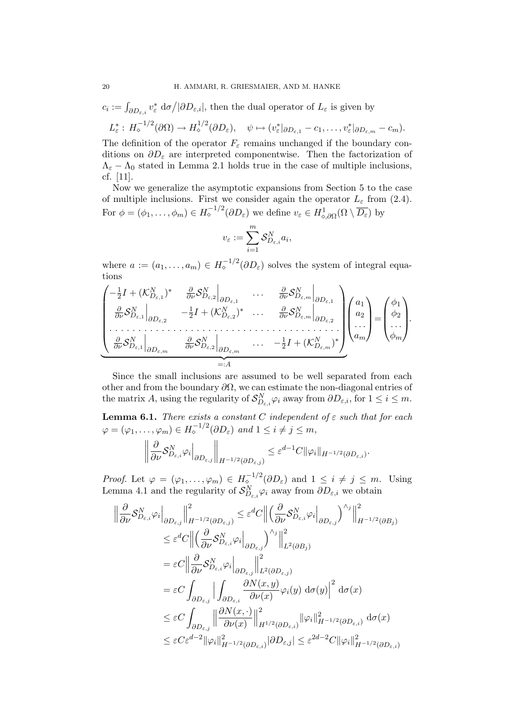$c_i := \int_{\partial D_{\varepsilon,i}} v_\varepsilon^* \, \mathrm{d}\sigma / |\partial D_{\varepsilon,i}|$, then the dual operator of $L_\varepsilon$ is given by

$$L_\varepsilon^* : \, H_\diamond^{-1/2}(\partial\Omega) \to H_\diamond^{1/2}(\partial D_\varepsilon), \quad \psi \mapsto (v_\varepsilon^*|_{\partial D_{\varepsilon,1}} - c_1, \ldots, v_\varepsilon^*|_{\partial D_{\varepsilon,m}} - c_m).$$

The definition of the operator $F_\varepsilon$ remains unchanged if the boundary conditions on $\partial D_\varepsilon$ are interpreted componentwise. Then the factorization of $\Lambda_\varepsilon - \Lambda_0$ stated in Lemma 2.1 holds true in the case of multiple inclusions, cf. [11].

Now we generalize the asymptotic expansions from Section 5 to the case of multiple inclusions. First we consider again the operator $L_\varepsilon$ from (2.4). For $\phi = (\phi_1, \ldots, \phi_m) \in H_\diamond^{-1/2}(\partial D_\varepsilon)$ we define $v_\varepsilon \in H^1_{\diamond,\partial\Omega}(\Omega \setminus \overline{D_\varepsilon})$ by

$$v_\varepsilon := \sum_{i=1}^m \mathcal{S}^N_{D_{\varepsilon,i}} a_i,$$

where $a := (a_1, \ldots, a_m) \in H_\diamond^{-1/2}(\partial D_\varepsilon)$ solves the system of integral equations

$$\underbrace{\begin{pmatrix} -\frac{1}{2}I + (\mathcal{K}^N_{D_{\varepsilon,1}})^* & \frac{\partial}{\partial\nu}\mathcal{S}^N_{D_{\varepsilon,2}}\Big|_{\partial D_{\varepsilon,1}} & \ldots & \frac{\partial}{\partial\nu}\mathcal{S}^N_{D_{\varepsilon,m}}\Big|_{\partial D_{\varepsilon,1}} \\ \frac{\partial}{\partial\nu}\mathcal{S}^N_{D_{\varepsilon,1}}\Big|_{\partial D_{\varepsilon,2}} & -\frac{1}{2}I + (\mathcal{K}^N_{D_{\varepsilon,2}})^* & \ldots & \frac{\partial}{\partial\nu}\mathcal{S}^N_{D_{\varepsilon,m}}\Big|_{\partial D_{\varepsilon,2}} \\ \ldots & \ldots & \ldots & \ldots \\ \frac{\partial}{\partial\nu}\mathcal{S}^N_{D_{\varepsilon,1}}\Big|_{\partial D_{\varepsilon,m}} & \frac{\partial}{\partial\nu}\mathcal{S}^N_{D_{\varepsilon,2}}\Big|_{\partial D_{\varepsilon,m}} & \ldots & -\frac{1}{2}I + (\mathcal{K}^N_{D_{\varepsilon,m}})^* \end{pmatrix}}_{=:A} \begin{pmatrix} a_1 \\ a_2 \\ \ldots \\ a_m \end{pmatrix} = \begin{pmatrix} \phi_1 \\ \phi_2 \\ \ldots \\ \phi_m \end{pmatrix}.$$

Since the small inclusions are assumed to be well separated from each other and from the boundary $\partial\Omega$, we can estimate the non-diagonal entries of the matrix $A$, using the regularity of $\mathcal{S}^N_{D_{\varepsilon,i}}\varphi_i$ away from $\partial D_{\varepsilon,i}$, for $1 \leq i \leq m$.

**Lemma 6.1.** *There exists a constant $C$ independent of $\varepsilon$ such that for each $\varphi = (\varphi_1, \ldots, \varphi_m) \in H_\diamond^{-1/2}(\partial D_\varepsilon)$ and $1 \leq i \neq j \leq m$,*

$$\left\| \frac{\partial}{\partial\nu}\mathcal{S}^N_{D_{\varepsilon,i}}\varphi_i\Big|_{\partial D_{\varepsilon,j}} \right\|_{H^{-1/2}(\partial D_{\varepsilon,j})} \leq \varepsilon^{d-1} C \|\varphi_i\|_{H^{-1/2}(\partial D_{\varepsilon,i})}.$$

*Proof.* Let $\varphi = (\varphi_1, \ldots, \varphi_m) \in H_\diamond^{-1/2}(\partial D_\varepsilon)$ and $1 \leq i \neq j \leq m$. Using Lemma 4.1 and the regularity of $\mathcal{S}^N_{D_{\varepsilon,i}}\varphi_i$ away from $\partial D_{\varepsilon,i}$ we obtain

$$\begin{aligned}
\left\| \frac{\partial}{\partial\nu}\mathcal{S}^N_{D_{\varepsilon,i}}\varphi_i\Big|_{\partial D_{\varepsilon,j}} \right\|^2_{H^{-1/2}(\partial D_{\varepsilon,j})} &\leq \varepsilon^d C \left\| \Big( \frac{\partial}{\partial\nu}\mathcal{S}^N_{D_{\varepsilon,i}}\varphi_i\Big|_{\partial D_{\varepsilon,j}} \Big)^{\wedge_j} \right\|^2_{H^{-1/2}(\partial B_j)} \\
&\leq \varepsilon^d C \left\| \Big( \frac{\partial}{\partial\nu}\mathcal{S}^N_{D_{\varepsilon,i}}\varphi_i\Big|_{\partial D_{\varepsilon,j}} \Big)^{\wedge_j} \right\|^2_{L^2(\partial B_j)} \\
&= \varepsilon C \left\| \frac{\partial}{\partial\nu}\mathcal{S}^N_{D_{\varepsilon,i}}\varphi_i\Big|_{\partial D_{\varepsilon,j}} \right\|^2_{L^2(\partial D_{\varepsilon,j})} \\
&= \varepsilon C \int_{\partial D_{\varepsilon,j}} \Big| \int_{\partial D_{\varepsilon,i}} \frac{\partial N(x,y)}{\partial\nu(x)} \varphi_i(y) \, \mathrm{d}\sigma(y) \Big|^2 \, \mathrm{d}\sigma(x) \\
&\leq \varepsilon C \int_{\partial D_{\varepsilon,j}} \left\| \frac{\partial N(x,\cdot)}{\partial\nu(x)} \right\|^2_{H^{1/2}(\partial D_{\varepsilon,i})} \|\varphi_i\|^2_{H^{-1/2}(\partial D_{\varepsilon,i})} \, \mathrm{d}\sigma(x) \\
&\leq \varepsilon C \varepsilon^{d-2} \|\varphi_i\|^2_{H^{-1/2}(\partial D_{\varepsilon,i})} |\partial D_{\varepsilon,j}| \leq \varepsilon^{2d-2} C \|\varphi_i\|^2_{H^{-1/2}(\partial D_{\varepsilon,i})}
\end{aligned}$$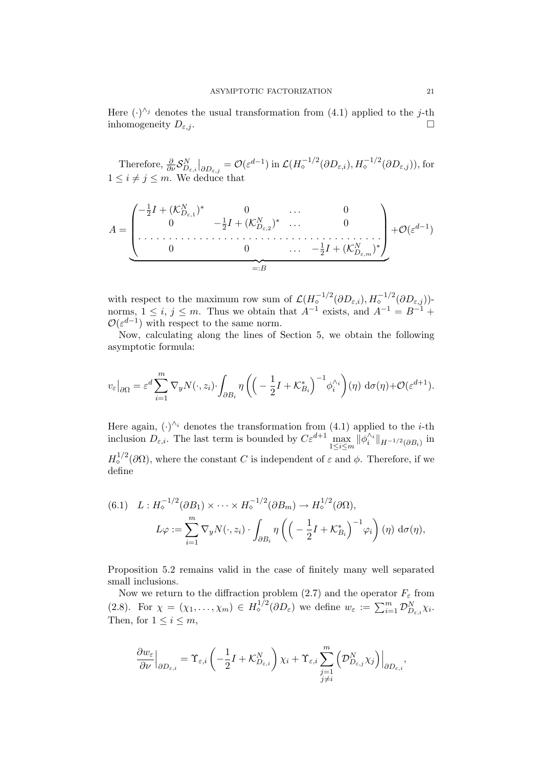Here $(\cdot)^{\wedge_j}$ denotes the usual transformation from (4.1) applied to the $j$-th inhomogeneity $D_{\varepsilon,j}$. $\square$

Therefore, $\frac{\partial}{\partial\nu}\mathcal{S}^N_{D_{\varepsilon,i}}\big|_{\partial D_{\varepsilon,j}} = \mathcal{O}(\varepsilon^{d-1})$ in $\mathcal{L}(H^{-1/2}_\diamond(\partial D_{\varepsilon,i}), H^{-1/2}_\diamond(\partial D_{\varepsilon,j}))$, for $1 \le i \ne j \le m$. We deduce that

$$A = \underbrace{\begin{pmatrix} -\frac{1}{2}I + (\mathcal{K}^N_{D_{\varepsilon,1}})^* & 0 & \dots & 0 \\ 0 & -\frac{1}{2}I + (\mathcal{K}^N_{D_{\varepsilon,2}})^* & \dots & 0 \\ \dots & \dots & \dots & \dots \\ 0 & 0 & \dots & -\frac{1}{2}I + (\mathcal{K}^N_{D_{\varepsilon,m}})^* \end{pmatrix}}_{=:B} + \mathcal{O}(\varepsilon^{d-1})$$

with respect to the maximum row sum of $\mathcal{L}(H^{-1/2}_\diamond(\partial D_{\varepsilon,i}), H^{-1/2}_\diamond(\partial D_{\varepsilon,j}))$-norms, $1 \le i,\, j \le m$. Thus we obtain that $A^{-1}$ exists, and $A^{-1} = B^{-1} + \mathcal{O}(\varepsilon^{d-1})$ with respect to the same norm.

Now, calculating along the lines of Section 5, we obtain the following asymptotic formula:

$$v_\varepsilon\big|_{\partial\Omega} = \varepsilon^d \sum_{i=1}^m \nabla_y N(\cdot, z_i) \cdot \int_{\partial B_i} \eta\left(\Big(-\frac{1}{2}I + \mathcal{K}^*_{B_i}\Big)^{-1}\phi_i^{\wedge_i}\right)(\eta)\ \mathrm{d}\sigma(\eta) + \mathcal{O}(\varepsilon^{d+1}).$$

Here again, $(\cdot)^{\wedge_i}$ denotes the transformation from (4.1) applied to the $i$-th inclusion $D_{\varepsilon,i}$. The last term is bounded by $C\varepsilon^{d+1}\max_{1\le i\le m}\|\phi_i^{\wedge_i}\|_{H^{-1/2}(\partial B_i)}$ in $H^{1/2}_\diamond(\partial\Omega)$, where the constant $C$ is independent of $\varepsilon$ and $\phi$. Therefore, if we define

$$\text{(6.1)}\quad \begin{aligned} &L : H^{-1/2}_\diamond(\partial B_1) \times \dots \times H^{-1/2}_\diamond(\partial B_m) \to H^{1/2}_\diamond(\partial\Omega), \\ &L\varphi := \sum_{i=1}^m \nabla_y N(\cdot, z_i) \cdot \int_{\partial B_i} \eta\left(\Big(-\frac{1}{2}I + \mathcal{K}^*_{B_i}\Big)^{-1}\varphi_i\right)(\eta)\ \mathrm{d}\sigma(\eta), \end{aligned}$$

Proposition 5.2 remains valid in the case of finitely many well separated small inclusions.

Now we return to the diffraction problem (2.7) and the operator $F_\varepsilon$ from (2.8). For $\chi = (\chi_1, \dots, \chi_m) \in H^{1/2}_\diamond(\partial D_\varepsilon)$ we define $w_\varepsilon := \sum_{i=1}^m \mathcal{D}^N_{D_{\varepsilon,i}}\chi_i$. Then, for $1 \le i \le m$,

$$\frac{\partial w_\varepsilon}{\partial\nu}\Big|_{\partial D_{\varepsilon,i}} = \Upsilon_{\varepsilon,i}\left(-\frac{1}{2}I + \mathcal{K}^N_{D_{\varepsilon,i}}\right)\chi_i + \Upsilon_{\varepsilon,i}\sum_{\substack{j=1\\ j\ne i}}^m \Big(\mathcal{D}^N_{D_{\varepsilon,j}}\chi_j\Big)\Big|_{\partial D_{\varepsilon,i}},$$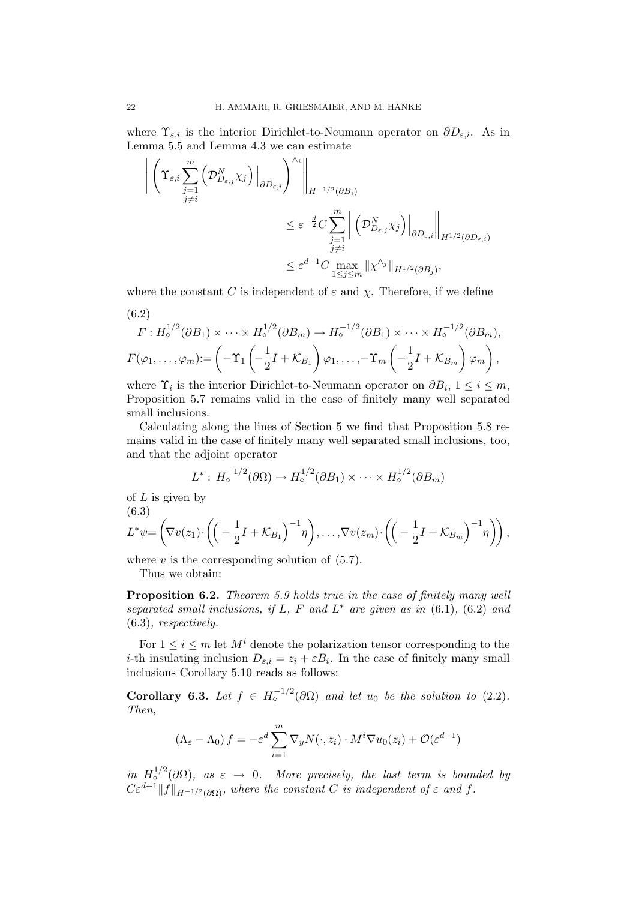where $\Upsilon_{\varepsilon,i}$ is the interior Dirichlet-to-Neumann operator on $\partial D_{\varepsilon,i}$. As in Lemma 5.5 and Lemma 4.3 we can estimate

$$
\begin{aligned}
\left\| \left( \Upsilon_{\varepsilon,i} \sum_{\substack{j=1\\ j\neq i}}^{m} \left( \mathcal{D}^N_{D_{\varepsilon,j}} \chi_j \right) \Big|_{\partial D_{\varepsilon,i}} \right)^{\wedge_i} \right\|_{H^{-1/2}(\partial B_i)}
&\leq \varepsilon^{-\frac{d}{2}} C \sum_{\substack{j=1\\ j\neq i}}^{m} \left\| \left( \mathcal{D}^N_{D_{\varepsilon,j}} \chi_j \right) \Big|_{\partial D_{\varepsilon,i}} \right\|_{H^{1/2}(\partial D_{\varepsilon,i})} \\
&\leq \varepsilon^{d-1} C \max_{1\leq j\leq m} \| \chi^{\wedge_j} \|_{H^{1/2}(\partial B_j)},
\end{aligned}
$$

where the constant $C$ is independent of $\varepsilon$ and $\chi$. Therefore, if we define

(6.2)
$$
\begin{aligned}
&F : H^{1/2}_\diamond(\partial B_1) \times \cdots \times H^{1/2}_\diamond(\partial B_m) \to H^{-1/2}_\diamond(\partial B_1) \times \cdots \times H^{-1/2}_\diamond(\partial B_m), \\
&F(\varphi_1, \ldots, \varphi_m) := \left( -\Upsilon_1 \left( -\frac{1}{2} I + \mathcal{K}_{B_1} \right) \varphi_1, \ldots, -\Upsilon_m \left( -\frac{1}{2} I + \mathcal{K}_{B_m} \right) \varphi_m \right),
\end{aligned}
$$

where $\Upsilon_i$ is the interior Dirichlet-to-Neumann operator on $\partial B_i$, $1 \leq i \leq m$, Proposition 5.7 remains valid in the case of finitely many well separated small inclusions.

Calculating along the lines of Section 5 we find that Proposition 5.8 remains valid in the case of finitely many well separated small inclusions, too, and that the adjoint operator

$$
L^* : H^{-1/2}_\diamond(\partial\Omega) \to H^{1/2}_\diamond(\partial B_1) \times \cdots \times H^{1/2}_\diamond(\partial B_m)
$$

of $L$ is given by

(6.3)
$$
L^*\psi = \left( \nabla v(z_1) \cdot \left( \Big( -\frac{1}{2} I + \mathcal{K}_{B_1} \Big)^{-1} \eta \right), \ldots, \nabla v(z_m) \cdot \left( \Big( -\frac{1}{2} I + \mathcal{K}_{B_m} \Big)^{-1} \eta \right) \right),
$$

where $v$ is the corresponding solution of (5.7).

Thus we obtain:

**Proposition 6.2.** *Theorem 5.9 holds true in the case of finitely many well separated small inclusions, if $L$, $F$ and $L^*$ are given as in* (6.1), (6.2) *and* (6.3)*, respectively.*

For $1 \leq i \leq m$ let $M^i$ denote the polarization tensor corresponding to the $i$-th insulating inclusion $D_{\varepsilon,i} = z_i + \varepsilon B_i$. In the case of finitely many small inclusions Corollary 5.10 reads as follows:

**Corollary 6.3.** *Let $f \in H^{-1/2}_\diamond(\partial\Omega)$ and let $u_0$ be the solution to* (2.2)*. Then,*

$$
(\Lambda_\varepsilon - \Lambda_0) f = -\varepsilon^d \sum_{i=1}^{m} \nabla_y N(\cdot, z_i) \cdot M^i \nabla u_0(z_i) + \mathcal{O}(\varepsilon^{d+1})
$$

*in $H^{1/2}_\diamond(\partial\Omega)$, as $\varepsilon \to 0$. More precisely, the last term is bounded by $C\varepsilon^{d+1} \|f\|_{H^{-1/2}(\partial\Omega)}$, where the constant $C$ is independent of $\varepsilon$ and $f$.*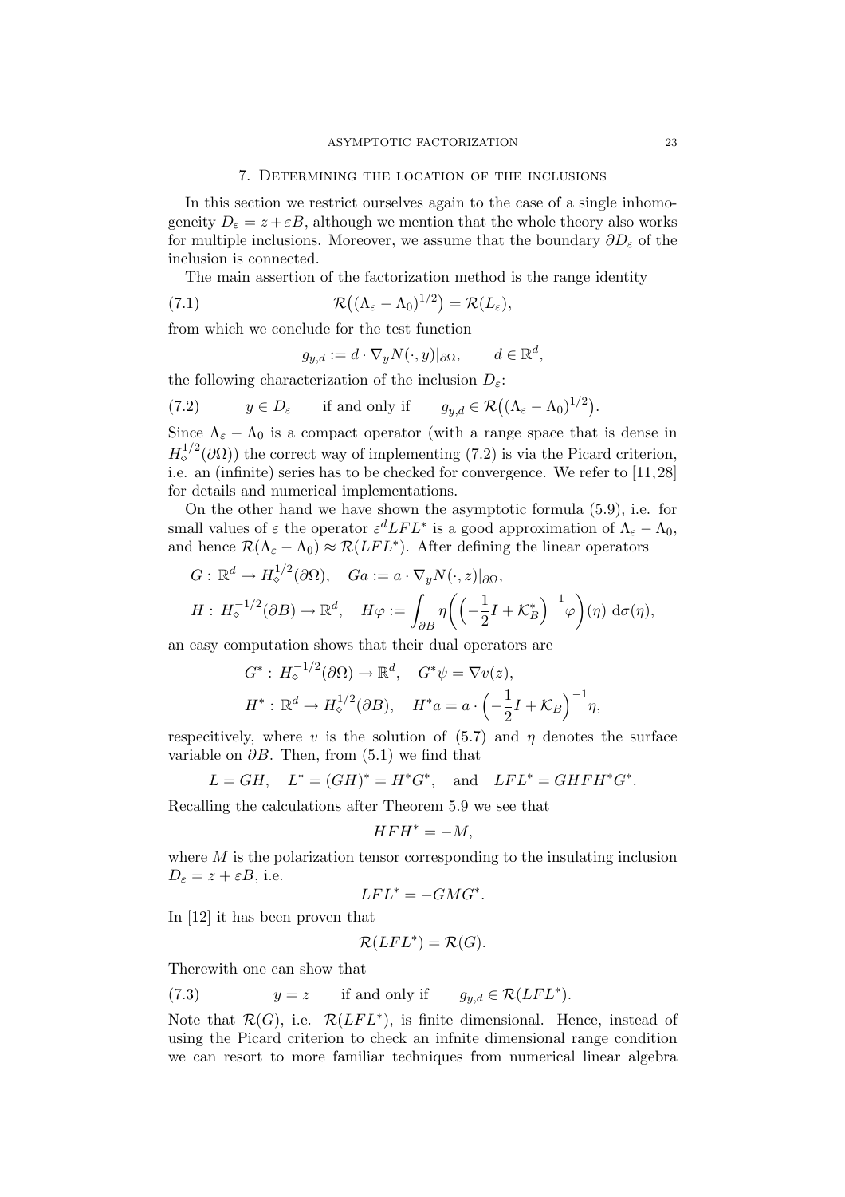## 7. Determining the location of the inclusions

In this section we restrict ourselves again to the case of a single inhomogeneity $D_\varepsilon = z + \varepsilon B$, although we mention that the whole theory also works for multiple inclusions. Moreover, we assume that the boundary $\partial D_\varepsilon$ of the inclusion is connected.

The main assertion of the factorization method is the range identity

$$\mathcal{R}\big((\Lambda_\varepsilon - \Lambda_0)^{1/2}\big) = \mathcal{R}(L_\varepsilon), \tag{7.1}$$

from which we conclude for the test function

$$g_{y,d} := d \cdot \nabla_y N(\cdot, y)|_{\partial\Omega}, \qquad d \in \mathbb{R}^d,$$

the following characterization of the inclusion $D_\varepsilon$:

$$y \in D_\varepsilon \qquad \text{if and only if} \qquad g_{y,d} \in \mathcal{R}\big((\Lambda_\varepsilon - \Lambda_0)^{1/2}\big). \tag{7.2}$$

Since $\Lambda_\varepsilon - \Lambda_0$ is a compact operator (with a range space that is dense in $H_\diamond^{1/2}(\partial\Omega)$) the correct way of implementing (7.2) is via the Picard criterion, i.e. an (infinite) series has to be checked for convergence. We refer to [11,28] for details and numerical implementations.

On the other hand we have shown the asymptotic formula (5.9), i.e. for small values of $\varepsilon$ the operator $\varepsilon^d LFL^*$ is a good approximation of $\Lambda_\varepsilon - \Lambda_0$, and hence $\mathcal{R}(\Lambda_\varepsilon - \Lambda_0) \approx \mathcal{R}(LFL^*)$. After defining the linear operators

$$G : \mathbb{R}^d \to H_\diamond^{1/2}(\partial\Omega), \quad Ga := a \cdot \nabla_y N(\cdot, z)|_{\partial\Omega},$$

$$H : H_\diamond^{-1/2}(\partial B) \to \mathbb{R}^d, \quad H\varphi := \int_{\partial B} \eta \bigg( \Big( -\frac{1}{2} I + \mathcal{K}_B^* \Big)^{-1} \varphi \bigg)(\eta) \, \mathrm{d}\sigma(\eta),$$

an easy computation shows that their dual operators are

$$G^* : H_\diamond^{-1/2}(\partial\Omega) \to \mathbb{R}^d, \quad G^*\psi = \nabla v(z),$$

$$H^* : \mathbb{R}^d \to H_\diamond^{1/2}(\partial B), \quad H^* a = a \cdot \Big( -\frac{1}{2} I + \mathcal{K}_B \Big)^{-1} \eta,$$

respecitively, where $v$ is the solution of (5.7) and $\eta$ denotes the surface variable on $\partial B$. Then, from (5.1) we find that

$$L = GH, \quad L^* = (GH)^* = H^* G^*, \quad \text{and} \quad LFL^* = GHFH^*G^*.$$

Recalling the calculations after Theorem 5.9 we see that

$$HFH^* = -M,$$

where $M$ is the polarization tensor corresponding to the insulating inclusion $D_\varepsilon = z + \varepsilon B$, i.e.

$$LFL^* = -GMG^*.$$

In [12] it has been proven that

$$\mathcal{R}(LFL^*) = \mathcal{R}(G).$$

Therewith one can show that

$$y = z \qquad \text{if and only if} \qquad g_{y,d} \in \mathcal{R}(LFL^*). \tag{7.3}$$

Note that $\mathcal{R}(G)$, i.e. $\mathcal{R}(LFL^*)$, is finite dimensional. Hence, instead of using the Picard criterion to check an infnite dimensional range condition we can resort to more familiar techniques from numerical linear algebra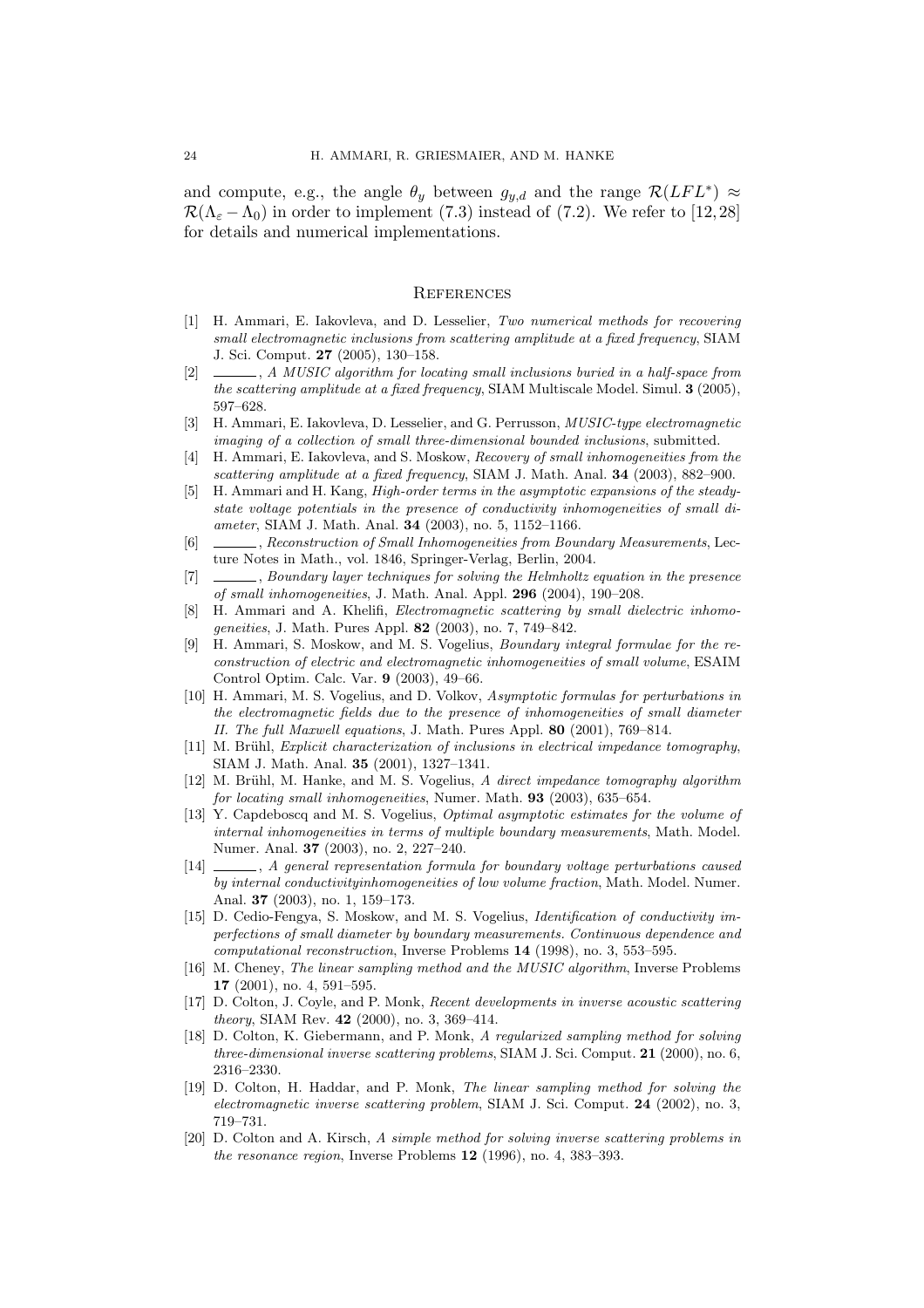and compute, e.g., the angle $\theta_y$ between $g_{y,d}$ and the range $\mathcal{R}(LFL^*) \approx \mathcal{R}(\Lambda_\varepsilon - \Lambda_0)$ in order to implement (7.3) instead of (7.2). We refer to [12, 28] for details and numerical implementations.

## References

- [1] H. Ammari, E. Iakovleva, and D. Lesselier, *Two numerical methods for recovering small electromagnetic inclusions from scattering amplitude at a fixed frequency*, SIAM J. Sci. Comput. **27** (2005), 130–158.
- [2] ———, *A MUSIC algorithm for locating small inclusions buried in a half-space from the scattering amplitude at a fixed frequency*, SIAM Multiscale Model. Simul. **3** (2005), 597–628.
- [3] H. Ammari, E. Iakovleva, D. Lesselier, and G. Perrusson, *MUSIC-type electromagnetic imaging of a collection of small three-dimensional bounded inclusions*, submitted.
- [4] H. Ammari, E. Iakovleva, and S. Moskow, *Recovery of small inhomogeneities from the scattering amplitude at a fixed frequency*, SIAM J. Math. Anal. **34** (2003), 882–900.
- [5] H. Ammari and H. Kang, *High-order terms in the asymptotic expansions of the steady-state voltage potentials in the presence of conductivity inhomogeneities of small diameter*, SIAM J. Math. Anal. **34** (2003), no. 5, 1152–1166.
- [6] ———, *Reconstruction of Small Inhomogeneities from Boundary Measurements*, Lecture Notes in Math., vol. 1846, Springer-Verlag, Berlin, 2004.
- [7] ———, *Boundary layer techniques for solving the Helmholtz equation in the presence of small inhomogeneities*, J. Math. Anal. Appl. **296** (2004), 190–208.
- [8] H. Ammari and A. Khelifi, *Electromagnetic scattering by small dielectric inhomogeneities*, J. Math. Pures Appl. **82** (2003), no. 7, 749–842.
- [9] H. Ammari, S. Moskow, and M. S. Vogelius, *Boundary integral formulae for the reconstruction of electric and electromagnetic inhomogeneities of small volume*, ESAIM Control Optim. Calc. Var. **9** (2003), 49–66.
- [10] H. Ammari, M. S. Vogelius, and D. Volkov, *Asymptotic formulas for perturbations in the electromagnetic fields due to the presence of inhomogeneities of small diameter II. The full Maxwell equations*, J. Math. Pures Appl. **80** (2001), 769–814.
- [11] M. Brühl, *Explicit characterization of inclusions in electrical impedance tomography*, SIAM J. Math. Anal. **35** (2001), 1327–1341.
- [12] M. Brühl, M. Hanke, and M. S. Vogelius, *A direct impedance tomography algorithm for locating small inhomogeneities*, Numer. Math. **93** (2003), 635–654.
- [13] Y. Capdeboscq and M. S. Vogelius, *Optimal asymptotic estimates for the volume of internal inhomogeneities in terms of multiple boundary measurements*, Math. Model. Numer. Anal. **37** (2003), no. 2, 227–240.
- [14] ———, *A general representation formula for boundary voltage perturbations caused by internal conductivityinhomogeneities of low volume fraction*, Math. Model. Numer. Anal. **37** (2003), no. 1, 159–173.
- [15] D. Cedio-Fengya, S. Moskow, and M. S. Vogelius, *Identification of conductivity imperfections of small diameter by boundary measurements. Continuous dependence and computational reconstruction*, Inverse Problems **14** (1998), no. 3, 553–595.
- [16] M. Cheney, *The linear sampling method and the MUSIC algorithm*, Inverse Problems **17** (2001), no. 4, 591–595.
- [17] D. Colton, J. Coyle, and P. Monk, *Recent developments in inverse acoustic scattering theory*, SIAM Rev. **42** (2000), no. 3, 369–414.
- [18] D. Colton, K. Giebermann, and P. Monk, *A regularized sampling method for solving three-dimensional inverse scattering problems*, SIAM J. Sci. Comput. **21** (2000), no. 6, 2316–2330.
- [19] D. Colton, H. Haddar, and P. Monk, *The linear sampling method for solving the electromagnetic inverse scattering problem*, SIAM J. Sci. Comput. **24** (2002), no. 3, 719–731.
- [20] D. Colton and A. Kirsch, *A simple method for solving inverse scattering problems in the resonance region*, Inverse Problems **12** (1996), no. 4, 383–393.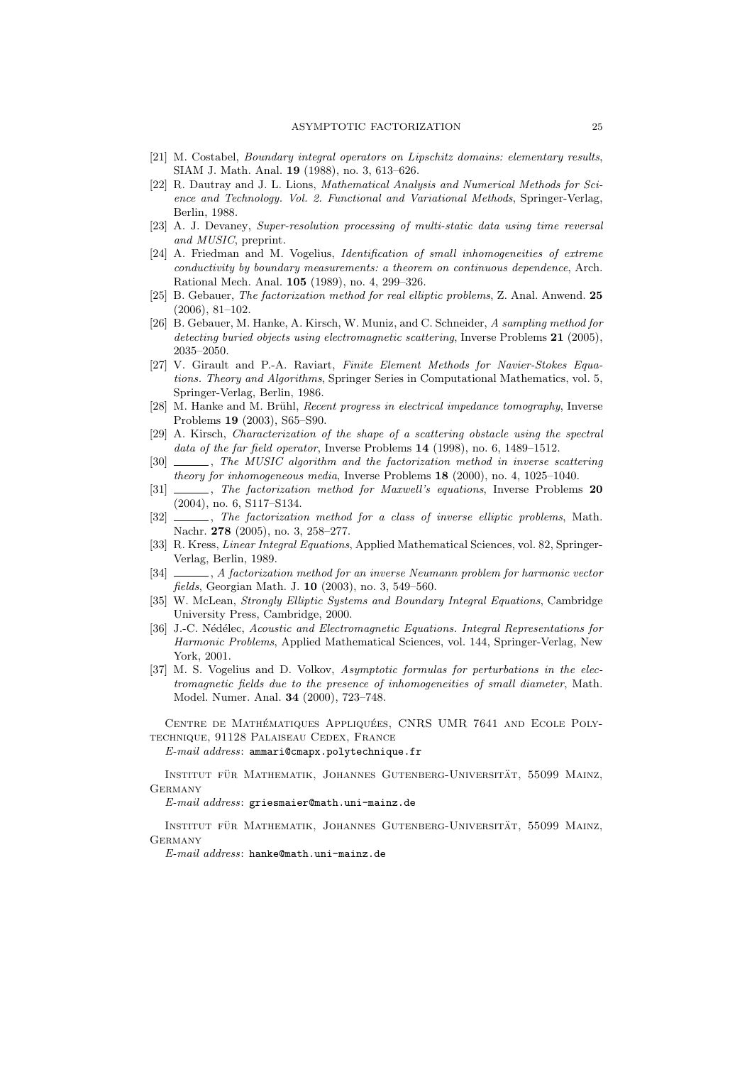[21] M. Costabel, *Boundary integral operators on Lipschitz domains: elementary results*, SIAM J. Math. Anal. **19** (1988), no. 3, 613–626.

[22] R. Dautray and J. L. Lions, *Mathematical Analysis and Numerical Methods for Science and Technology. Vol. 2. Functional and Variational Methods*, Springer-Verlag, Berlin, 1988.

[23] A. J. Devaney, *Super-resolution processing of multi-static data using time reversal and MUSIC*, preprint.

[24] A. Friedman and M. Vogelius, *Identification of small inhomogeneities of extreme conductivity by boundary measurements: a theorem on continuous dependence*, Arch. Rational Mech. Anal. **105** (1989), no. 4, 299–326.

[25] B. Gebauer, *The factorization method for real elliptic problems*, Z. Anal. Anwend. **25** (2006), 81–102.

[26] B. Gebauer, M. Hanke, A. Kirsch, W. Muniz, and C. Schneider, *A sampling method for detecting buried objects using electromagnetic scattering*, Inverse Problems **21** (2005), 2035–2050.

[27] V. Girault and P.-A. Raviart, *Finite Element Methods for Navier-Stokes Equations. Theory and Algorithms*, Springer Series in Computational Mathematics, vol. 5, Springer-Verlag, Berlin, 1986.

[28] M. Hanke and M. Brühl, *Recent progress in electrical impedance tomography*, Inverse Problems **19** (2003), S65–S90.

[29] A. Kirsch, *Characterization of the shape of a scattering obstacle using the spectral data of the far field operator*, Inverse Problems **14** (1998), no. 6, 1489–1512.

[30] ______, *The MUSIC algorithm and the factorization method in inverse scattering theory for inhomogeneous media*, Inverse Problems **18** (2000), no. 4, 1025–1040.

[31] ______, *The factorization method for Maxwell's equations*, Inverse Problems **20** (2004), no. 6, S117–S134.

[32] ______, *The factorization method for a class of inverse elliptic problems*, Math. Nachr. **278** (2005), no. 3, 258–277.

[33] R. Kress, *Linear Integral Equations*, Applied Mathematical Sciences, vol. 82, Springer-Verlag, Berlin, 1989.

[34] ______, *A factorization method for an inverse Neumann problem for harmonic vector fields*, Georgian Math. J. **10** (2003), no. 3, 549–560.

[35] W. McLean, *Strongly Elliptic Systems and Boundary Integral Equations*, Cambridge University Press, Cambridge, 2000.

[36] J.-C. Nédélec, *Acoustic and Electromagnetic Equations. Integral Representations for Harmonic Problems*, Applied Mathematical Sciences, vol. 144, Springer-Verlag, New York, 2001.

[37] M. S. Vogelius and D. Volkov, *Asymptotic formulas for perturbations in the electromagnetic fields due to the presence of inhomogeneities of small diameter*, Math. Model. Numer. Anal. **34** (2000), 723–748.

Centre de Mathématiques Appliquées, CNRS UMR 7641 and Ecole Polytechnique, 91128 Palaiseau Cedex, France

*E-mail address*: ammari@cmapx.polytechnique.fr

Institut für Mathematik, Johannes Gutenberg-Universität, 55099 Mainz, Germany

*E-mail address*: griesmaier@math.uni-mainz.de

Institut für Mathematik, Johannes Gutenberg-Universität, 55099 Mainz, Germany

*E-mail address*: hanke@math.uni-mainz.de